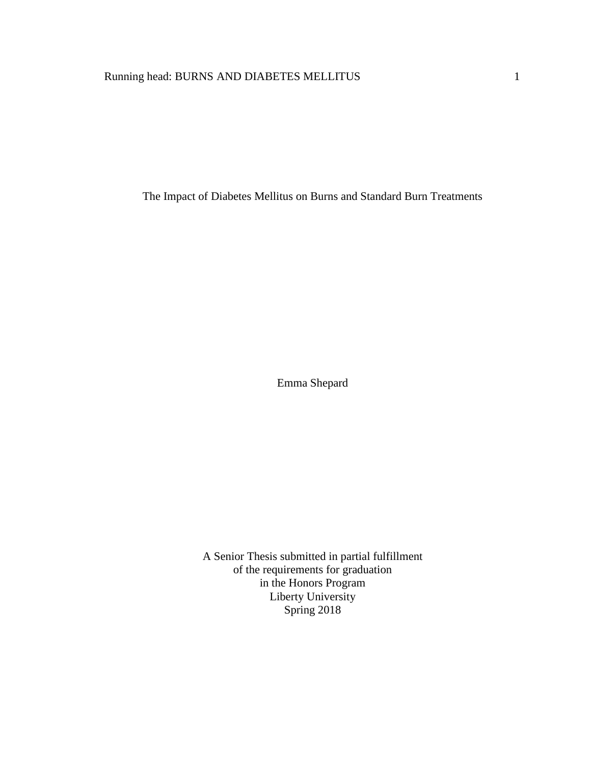# The Impact of Diabetes Mellitus on Burns and Standard Burn Treatments

Emma Shepard

A Senior Thesis submitted in partial fulfillment
of the requirements for graduation
in the Honors Program
Liberty University
Spring 2018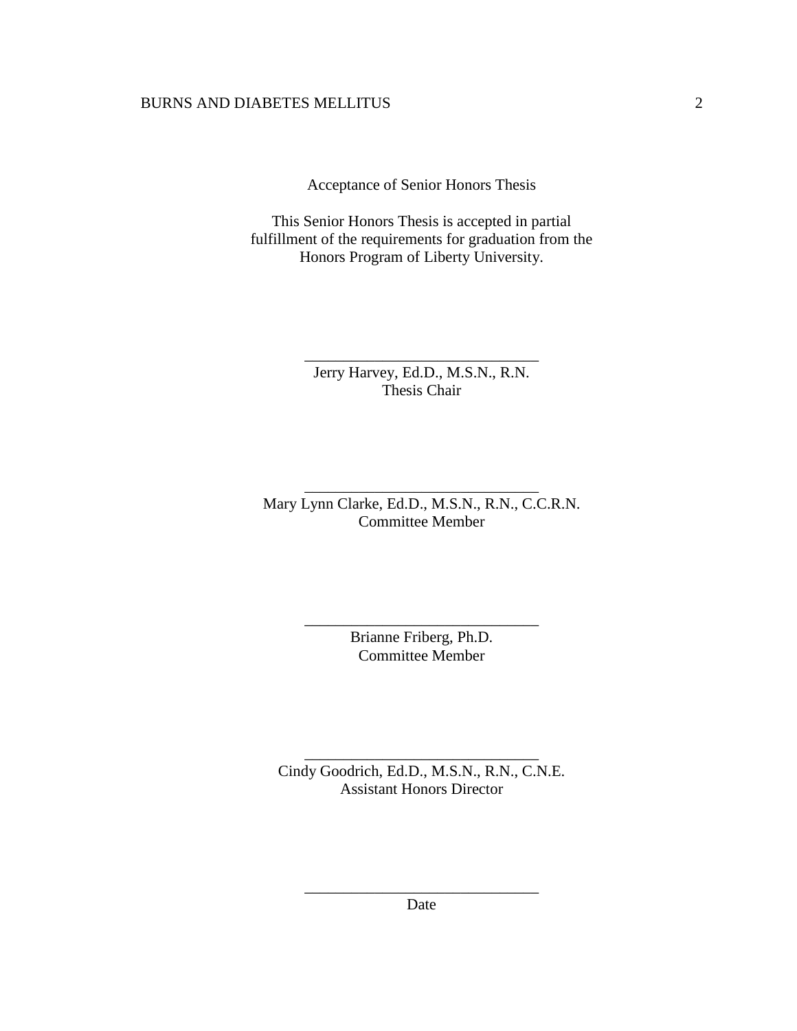Acceptance of Senior Honors Thesis

This Senior Honors Thesis is accepted in partial fulfillment of the requirements for graduation from the Honors Program of Liberty University.

______________________________
Jerry Harvey, Ed.D., M.S.N., R.N.
Thesis Chair

______________________________
Mary Lynn Clarke, Ed.D., M.S.N., R.N., C.C.R.N.
Committee Member

______________________________
Brianne Friberg, Ph.D.
Committee Member

______________________________
Cindy Goodrich, Ed.D., M.S.N., R.N., C.N.E.
Assistant Honors Director

______________________________
Date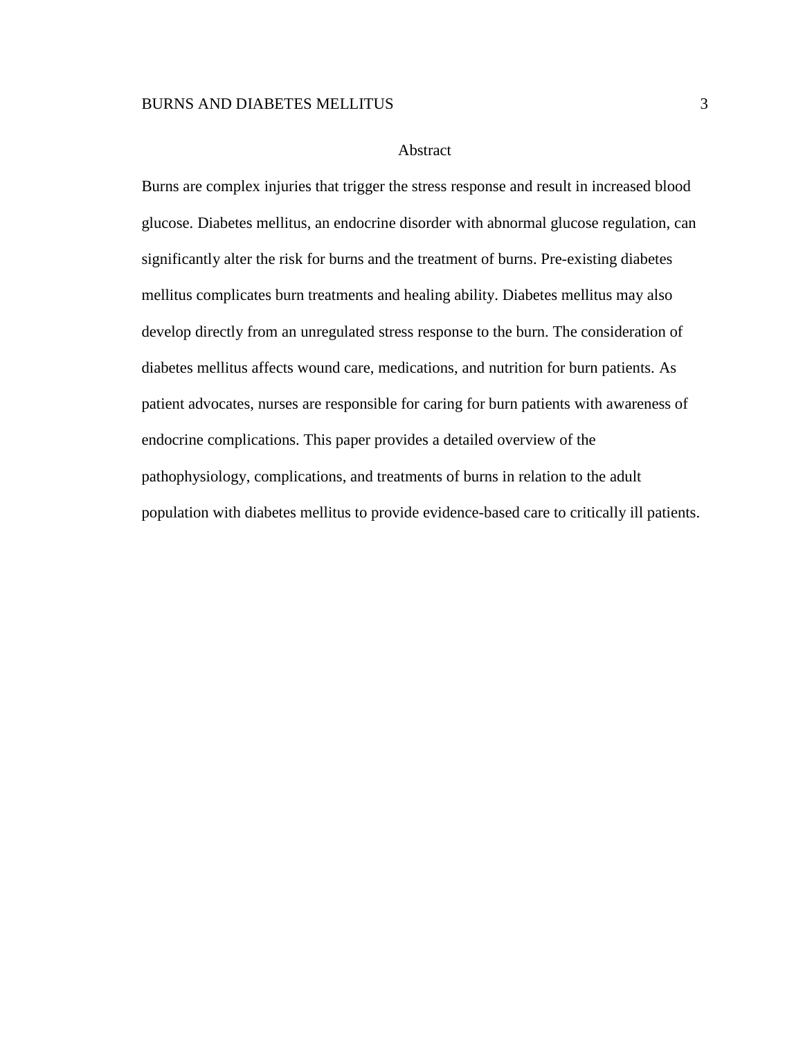# Abstract

Burns are complex injuries that trigger the stress response and result in increased blood glucose. Diabetes mellitus, an endocrine disorder with abnormal glucose regulation, can significantly alter the risk for burns and the treatment of burns. Pre-existing diabetes mellitus complicates burn treatments and healing ability. Diabetes mellitus may also develop directly from an unregulated stress response to the burn. The consideration of diabetes mellitus affects wound care, medications, and nutrition for burn patients. As patient advocates, nurses are responsible for caring for burn patients with awareness of endocrine complications. This paper provides a detailed overview of the pathophysiology, complications, and treatments of burns in relation to the adult population with diabetes mellitus to provide evidence-based care to critically ill patients.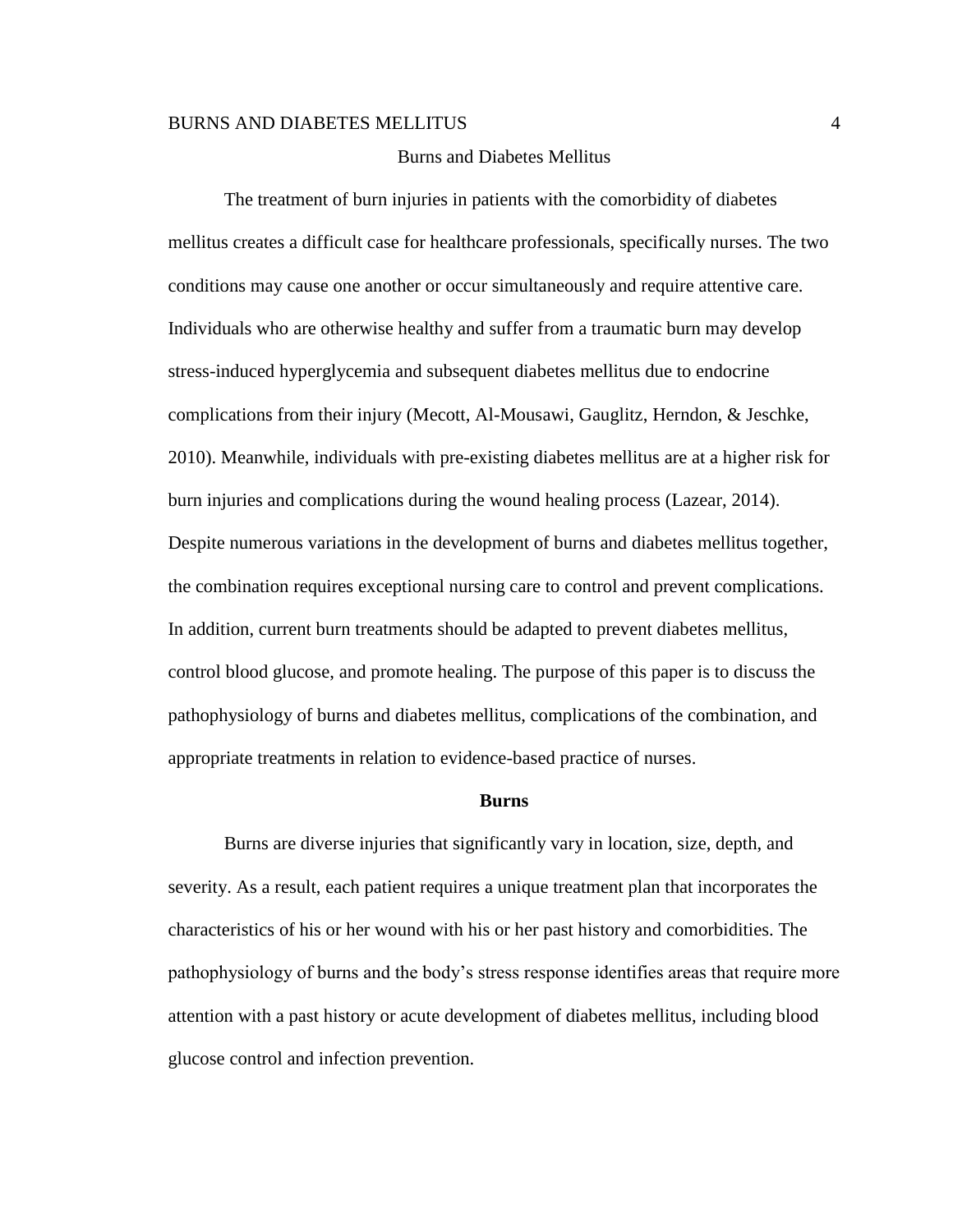# Burns and Diabetes Mellitus

The treatment of burn injuries in patients with the comorbidity of diabetes mellitus creates a difficult case for healthcare professionals, specifically nurses. The two conditions may cause one another or occur simultaneously and require attentive care. Individuals who are otherwise healthy and suffer from a traumatic burn may develop stress-induced hyperglycemia and subsequent diabetes mellitus due to endocrine complications from their injury (Mecott, Al-Mousawi, Gauglitz, Herndon, & Jeschke, 2010). Meanwhile, individuals with pre-existing diabetes mellitus are at a higher risk for burn injuries and complications during the wound healing process (Lazear, 2014). Despite numerous variations in the development of burns and diabetes mellitus together, the combination requires exceptional nursing care to control and prevent complications. In addition, current burn treatments should be adapted to prevent diabetes mellitus, control blood glucose, and promote healing. The purpose of this paper is to discuss the pathophysiology of burns and diabetes mellitus, complications of the combination, and appropriate treatments in relation to evidence-based practice of nurses.

## Burns

Burns are diverse injuries that significantly vary in location, size, depth, and severity. As a result, each patient requires a unique treatment plan that incorporates the characteristics of his or her wound with his or her past history and comorbidities. The pathophysiology of burns and the body's stress response identifies areas that require more attention with a past history or acute development of diabetes mellitus, including blood glucose control and infection prevention.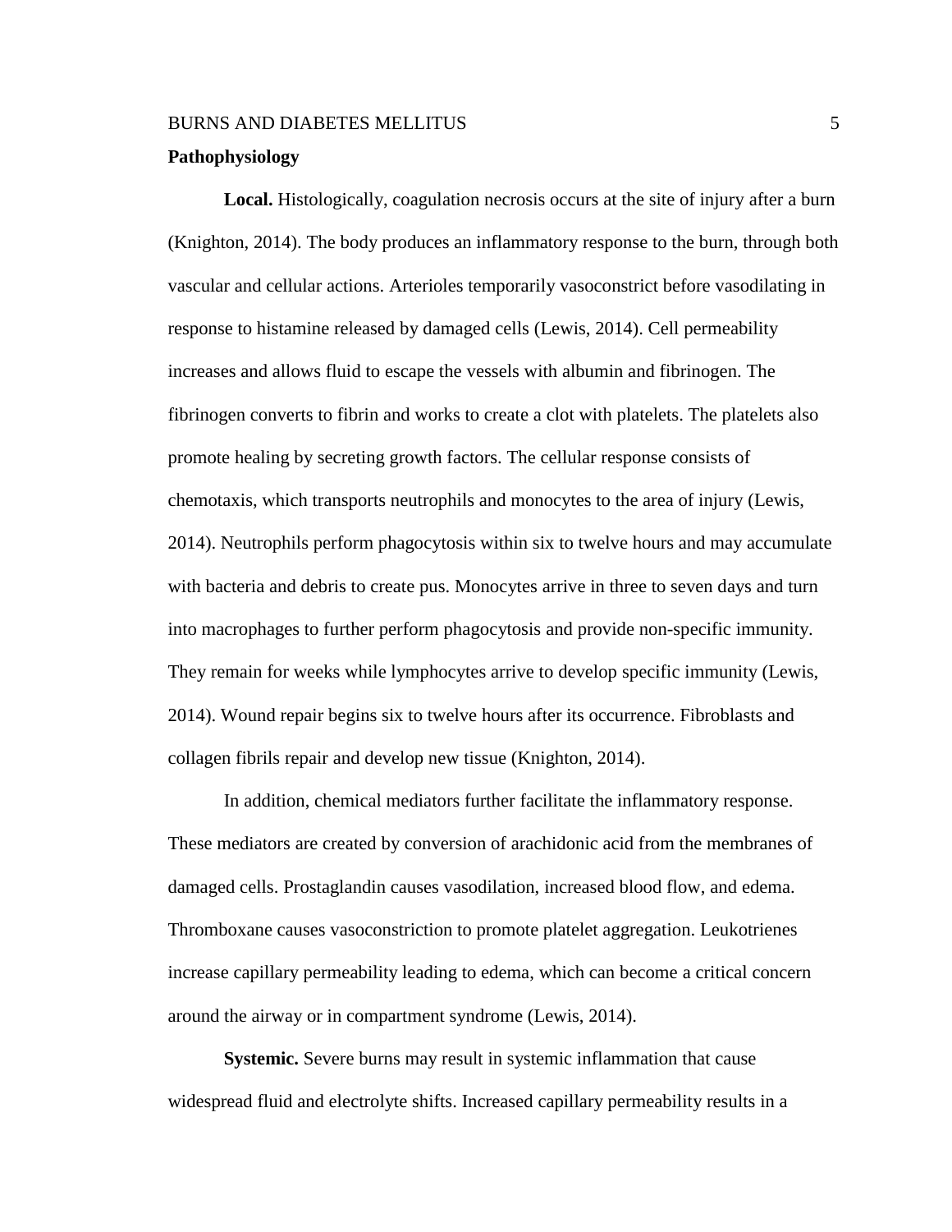## Pathophysiology

**Local.** Histologically, coagulation necrosis occurs at the site of injury after a burn (Knighton, 2014). The body produces an inflammatory response to the burn, through both vascular and cellular actions. Arterioles temporarily vasoconstrict before vasodilating in response to histamine released by damaged cells (Lewis, 2014). Cell permeability increases and allows fluid to escape the vessels with albumin and fibrinogen. The fibrinogen converts to fibrin and works to create a clot with platelets. The platelets also promote healing by secreting growth factors. The cellular response consists of chemotaxis, which transports neutrophils and monocytes to the area of injury (Lewis, 2014). Neutrophils perform phagocytosis within six to twelve hours and may accumulate with bacteria and debris to create pus. Monocytes arrive in three to seven days and turn into macrophages to further perform phagocytosis and provide non-specific immunity. They remain for weeks while lymphocytes arrive to develop specific immunity (Lewis, 2014). Wound repair begins six to twelve hours after its occurrence. Fibroblasts and collagen fibrils repair and develop new tissue (Knighton, 2014).

In addition, chemical mediators further facilitate the inflammatory response. These mediators are created by conversion of arachidonic acid from the membranes of damaged cells. Prostaglandin causes vasodilation, increased blood flow, and edema. Thromboxane causes vasoconstriction to promote platelet aggregation. Leukotrienes increase capillary permeability leading to edema, which can become a critical concern around the airway or in compartment syndrome (Lewis, 2014).

**Systemic.** Severe burns may result in systemic inflammation that cause widespread fluid and electrolyte shifts. Increased capillary permeability results in a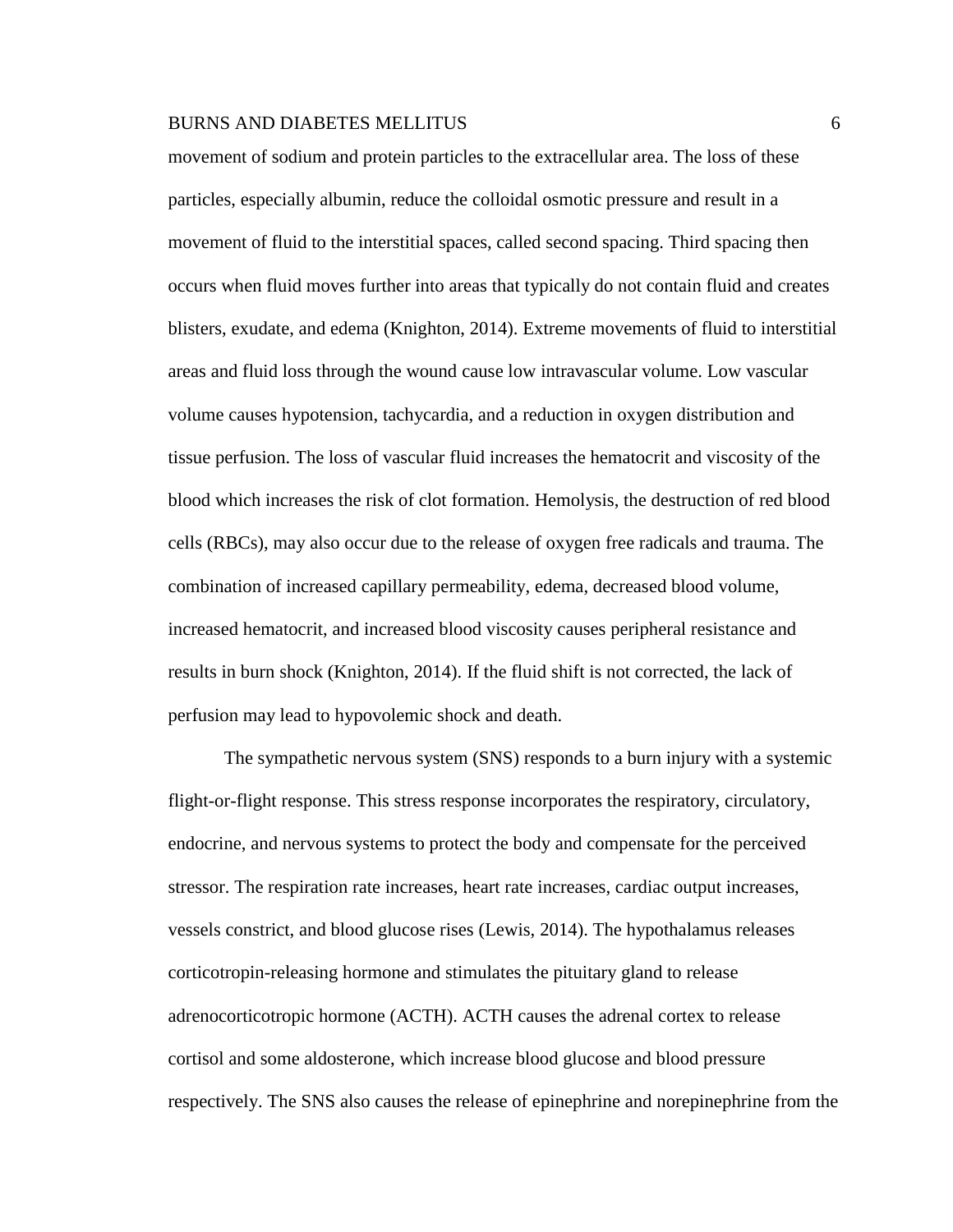movement of sodium and protein particles to the extracellular area. The loss of these particles, especially albumin, reduce the colloidal osmotic pressure and result in a movement of fluid to the interstitial spaces, called second spacing. Third spacing then occurs when fluid moves further into areas that typically do not contain fluid and creates blisters, exudate, and edema (Knighton, 2014). Extreme movements of fluid to interstitial areas and fluid loss through the wound cause low intravascular volume. Low vascular volume causes hypotension, tachycardia, and a reduction in oxygen distribution and tissue perfusion. The loss of vascular fluid increases the hematocrit and viscosity of the blood which increases the risk of clot formation. Hemolysis, the destruction of red blood cells (RBCs), may also occur due to the release of oxygen free radicals and trauma. The combination of increased capillary permeability, edema, decreased blood volume, increased hematocrit, and increased blood viscosity causes peripheral resistance and results in burn shock (Knighton, 2014). If the fluid shift is not corrected, the lack of perfusion may lead to hypovolemic shock and death.

The sympathetic nervous system (SNS) responds to a burn injury with a systemic flight-or-flight response. This stress response incorporates the respiratory, circulatory, endocrine, and nervous systems to protect the body and compensate for the perceived stressor. The respiration rate increases, heart rate increases, cardiac output increases, vessels constrict, and blood glucose rises (Lewis, 2014). The hypothalamus releases corticotropin-releasing hormone and stimulates the pituitary gland to release adrenocorticotropic hormone (ACTH). ACTH causes the adrenal cortex to release cortisol and some aldosterone, which increase blood glucose and blood pressure respectively. The SNS also causes the release of epinephrine and norepinephrine from the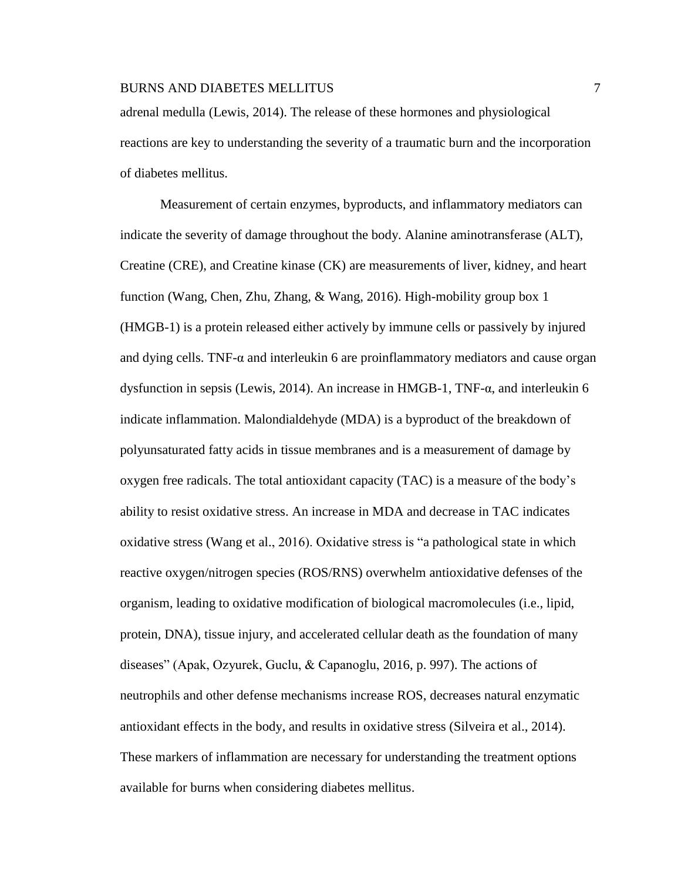adrenal medulla (Lewis, 2014). The release of these hormones and physiological reactions are key to understanding the severity of a traumatic burn and the incorporation of diabetes mellitus.

Measurement of certain enzymes, byproducts, and inflammatory mediators can indicate the severity of damage throughout the body. Alanine aminotransferase (ALT), Creatine (CRE), and Creatine kinase (CK) are measurements of liver, kidney, and heart function (Wang, Chen, Zhu, Zhang, & Wang, 2016). High-mobility group box 1 (HMGB-1) is a protein released either actively by immune cells or passively by injured and dying cells. TNF-α and interleukin 6 are proinflammatory mediators and cause organ dysfunction in sepsis (Lewis, 2014). An increase in HMGB-1, TNF-α, and interleukin 6 indicate inflammation. Malondialdehyde (MDA) is a byproduct of the breakdown of polyunsaturated fatty acids in tissue membranes and is a measurement of damage by oxygen free radicals. The total antioxidant capacity (TAC) is a measure of the body's ability to resist oxidative stress. An increase in MDA and decrease in TAC indicates oxidative stress (Wang et al., 2016). Oxidative stress is "a pathological state in which reactive oxygen/nitrogen species (ROS/RNS) overwhelm antioxidative defenses of the organism, leading to oxidative modification of biological macromolecules (i.e., lipid, protein, DNA), tissue injury, and accelerated cellular death as the foundation of many diseases" (Apak, Ozyurek, Guclu, & Capanoglu, 2016, p. 997). The actions of neutrophils and other defense mechanisms increase ROS, decreases natural enzymatic antioxidant effects in the body, and results in oxidative stress (Silveira et al., 2014). These markers of inflammation are necessary for understanding the treatment options available for burns when considering diabetes mellitus.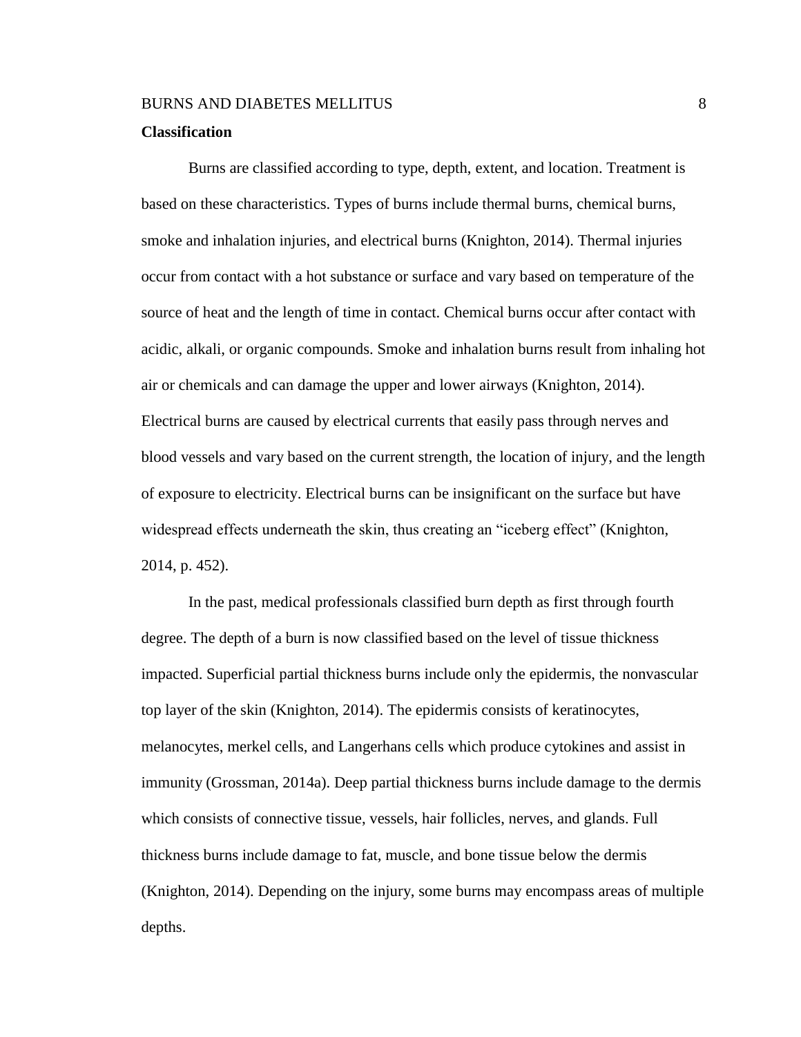**Classification**

Burns are classified according to type, depth, extent, and location. Treatment is based on these characteristics. Types of burns include thermal burns, chemical burns, smoke and inhalation injuries, and electrical burns (Knighton, 2014). Thermal injuries occur from contact with a hot substance or surface and vary based on temperature of the source of heat and the length of time in contact. Chemical burns occur after contact with acidic, alkali, or organic compounds. Smoke and inhalation burns result from inhaling hot air or chemicals and can damage the upper and lower airways (Knighton, 2014). Electrical burns are caused by electrical currents that easily pass through nerves and blood vessels and vary based on the current strength, the location of injury, and the length of exposure to electricity. Electrical burns can be insignificant on the surface but have widespread effects underneath the skin, thus creating an "iceberg effect" (Knighton, 2014, p. 452).

In the past, medical professionals classified burn depth as first through fourth degree. The depth of a burn is now classified based on the level of tissue thickness impacted. Superficial partial thickness burns include only the epidermis, the nonvascular top layer of the skin (Knighton, 2014). The epidermis consists of keratinocytes, melanocytes, merkel cells, and Langerhans cells which produce cytokines and assist in immunity (Grossman, 2014a). Deep partial thickness burns include damage to the dermis which consists of connective tissue, vessels, hair follicles, nerves, and glands. Full thickness burns include damage to fat, muscle, and bone tissue below the dermis (Knighton, 2014). Depending on the injury, some burns may encompass areas of multiple depths.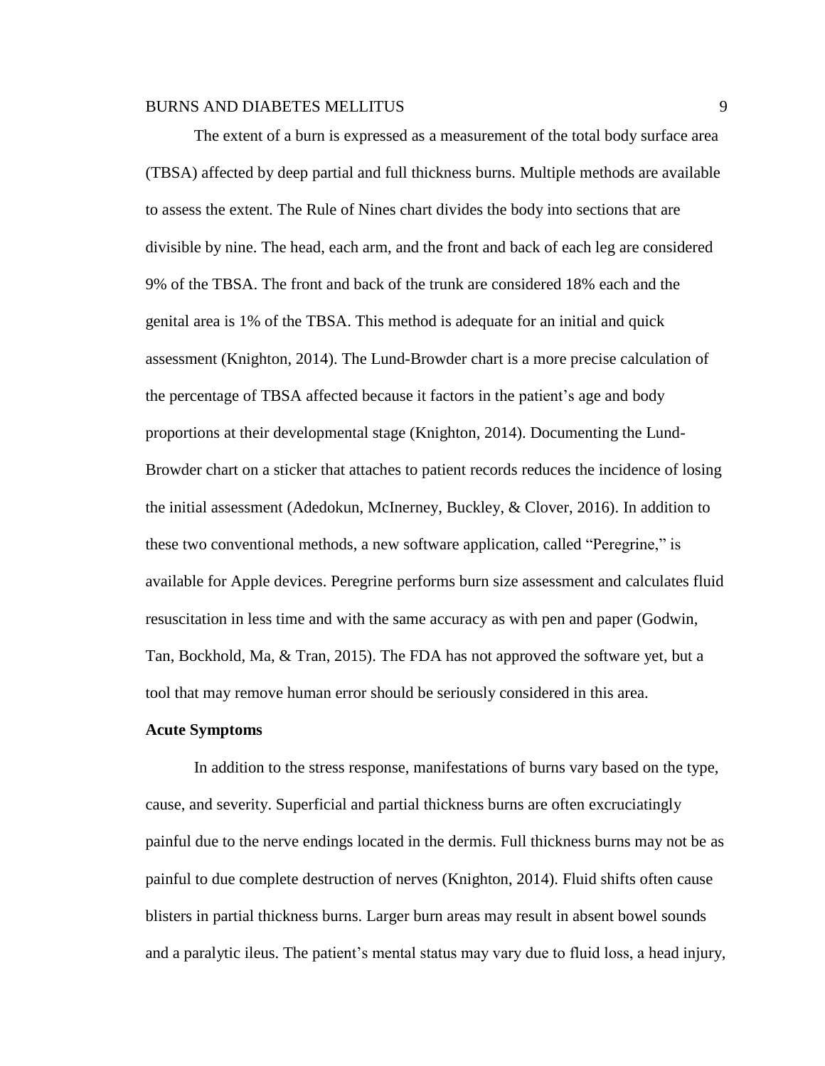The extent of a burn is expressed as a measurement of the total body surface area (TBSA) affected by deep partial and full thickness burns. Multiple methods are available to assess the extent. The Rule of Nines chart divides the body into sections that are divisible by nine. The head, each arm, and the front and back of each leg are considered 9% of the TBSA. The front and back of the trunk are considered 18% each and the genital area is 1% of the TBSA. This method is adequate for an initial and quick assessment (Knighton, 2014). The Lund-Browder chart is a more precise calculation of the percentage of TBSA affected because it factors in the patient's age and body proportions at their developmental stage (Knighton, 2014). Documenting the Lund-Browder chart on a sticker that attaches to patient records reduces the incidence of losing the initial assessment (Adedokun, McInerney, Buckley, & Clover, 2016). In addition to these two conventional methods, a new software application, called "Peregrine," is available for Apple devices. Peregrine performs burn size assessment and calculates fluid resuscitation in less time and with the same accuracy as with pen and paper (Godwin, Tan, Bockhold, Ma, & Tran, 2015). The FDA has not approved the software yet, but a tool that may remove human error should be seriously considered in this area.

**Acute Symptoms**

In addition to the stress response, manifestations of burns vary based on the type, cause, and severity. Superficial and partial thickness burns are often excruciatingly painful due to the nerve endings located in the dermis. Full thickness burns may not be as painful to due complete destruction of nerves (Knighton, 2014). Fluid shifts often cause blisters in partial thickness burns. Larger burn areas may result in absent bowel sounds and a paralytic ileus. The patient's mental status may vary due to fluid loss, a head injury,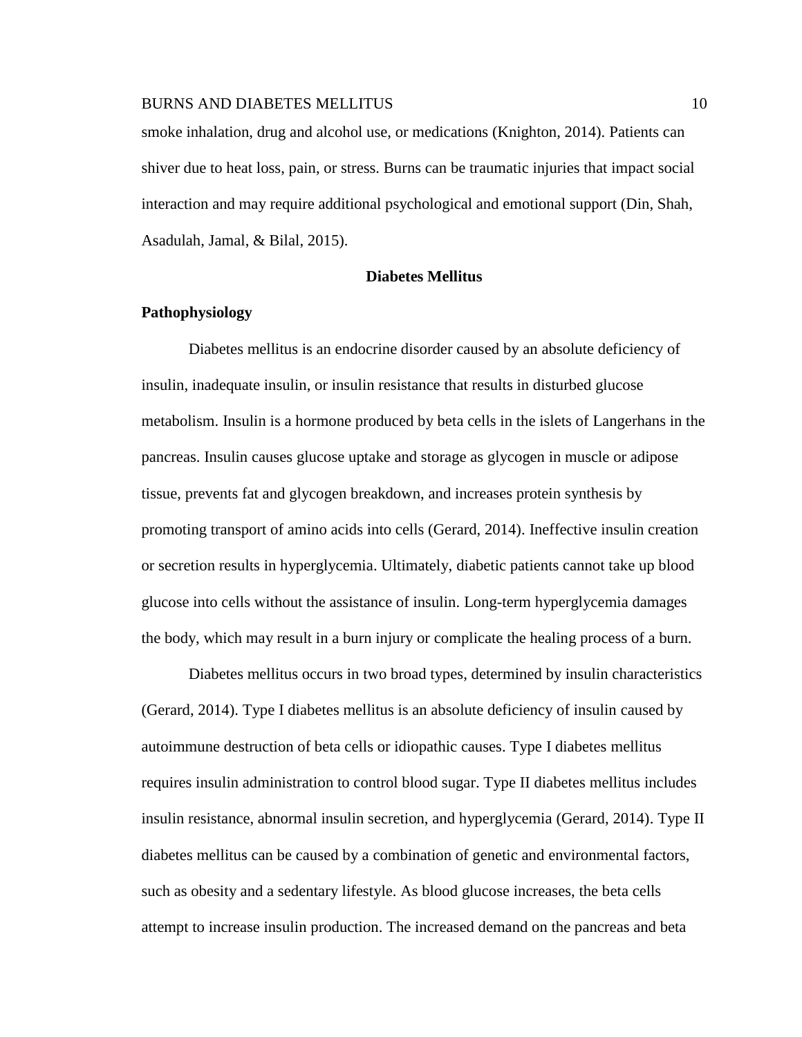smoke inhalation, drug and alcohol use, or medications (Knighton, 2014). Patients can shiver due to heat loss, pain, or stress. Burns can be traumatic injuries that impact social interaction and may require additional psychological and emotional support (Din, Shah, Asadulah, Jamal, & Bilal, 2015).

## Diabetes Mellitus

### Pathophysiology

Diabetes mellitus is an endocrine disorder caused by an absolute deficiency of insulin, inadequate insulin, or insulin resistance that results in disturbed glucose metabolism. Insulin is a hormone produced by beta cells in the islets of Langerhans in the pancreas. Insulin causes glucose uptake and storage as glycogen in muscle or adipose tissue, prevents fat and glycogen breakdown, and increases protein synthesis by promoting transport of amino acids into cells (Gerard, 2014). Ineffective insulin creation or secretion results in hyperglycemia. Ultimately, diabetic patients cannot take up blood glucose into cells without the assistance of insulin. Long-term hyperglycemia damages the body, which may result in a burn injury or complicate the healing process of a burn.

Diabetes mellitus occurs in two broad types, determined by insulin characteristics (Gerard, 2014). Type I diabetes mellitus is an absolute deficiency of insulin caused by autoimmune destruction of beta cells or idiopathic causes. Type I diabetes mellitus requires insulin administration to control blood sugar. Type II diabetes mellitus includes insulin resistance, abnormal insulin secretion, and hyperglycemia (Gerard, 2014). Type II diabetes mellitus can be caused by a combination of genetic and environmental factors, such as obesity and a sedentary lifestyle. As blood glucose increases, the beta cells attempt to increase insulin production. The increased demand on the pancreas and beta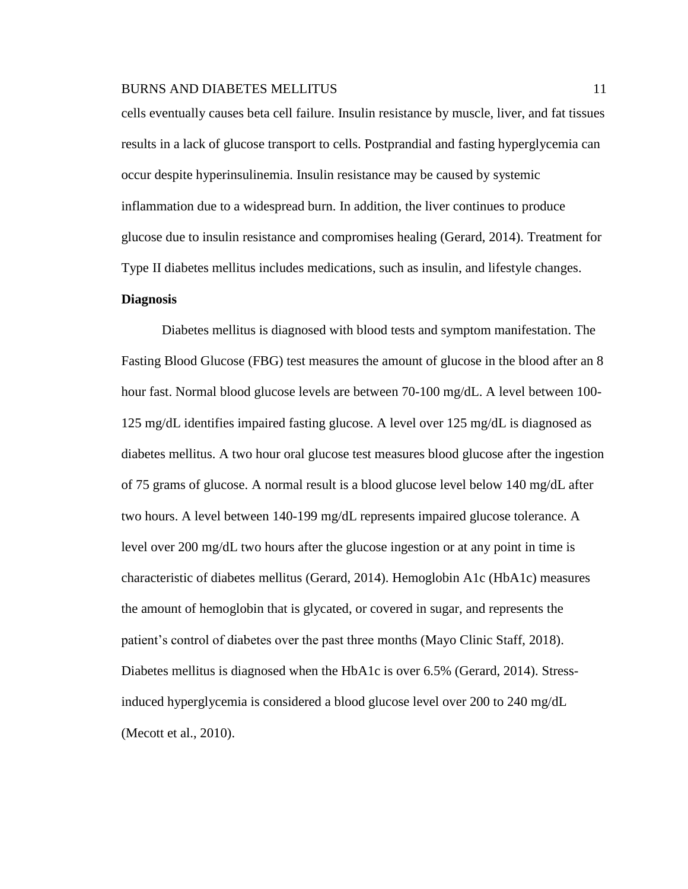cells eventually causes beta cell failure. Insulin resistance by muscle, liver, and fat tissues results in a lack of glucose transport to cells. Postprandial and fasting hyperglycemia can occur despite hyperinsulinemia. Insulin resistance may be caused by systemic inflammation due to a widespread burn. In addition, the liver continues to produce glucose due to insulin resistance and compromises healing (Gerard, 2014). Treatment for Type II diabetes mellitus includes medications, such as insulin, and lifestyle changes.

**Diagnosis**

Diabetes mellitus is diagnosed with blood tests and symptom manifestation. The Fasting Blood Glucose (FBG) test measures the amount of glucose in the blood after an 8 hour fast. Normal blood glucose levels are between 70-100 mg/dL. A level between 100-125 mg/dL identifies impaired fasting glucose. A level over 125 mg/dL is diagnosed as diabetes mellitus. A two hour oral glucose test measures blood glucose after the ingestion of 75 grams of glucose. A normal result is a blood glucose level below 140 mg/dL after two hours. A level between 140-199 mg/dL represents impaired glucose tolerance. A level over 200 mg/dL two hours after the glucose ingestion or at any point in time is characteristic of diabetes mellitus (Gerard, 2014). Hemoglobin A1c (HbA1c) measures the amount of hemoglobin that is glycated, or covered in sugar, and represents the patient's control of diabetes over the past three months (Mayo Clinic Staff, 2018). Diabetes mellitus is diagnosed when the HbA1c is over 6.5% (Gerard, 2014). Stress-induced hyperglycemia is considered a blood glucose level over 200 to 240 mg/dL (Mecott et al., 2010).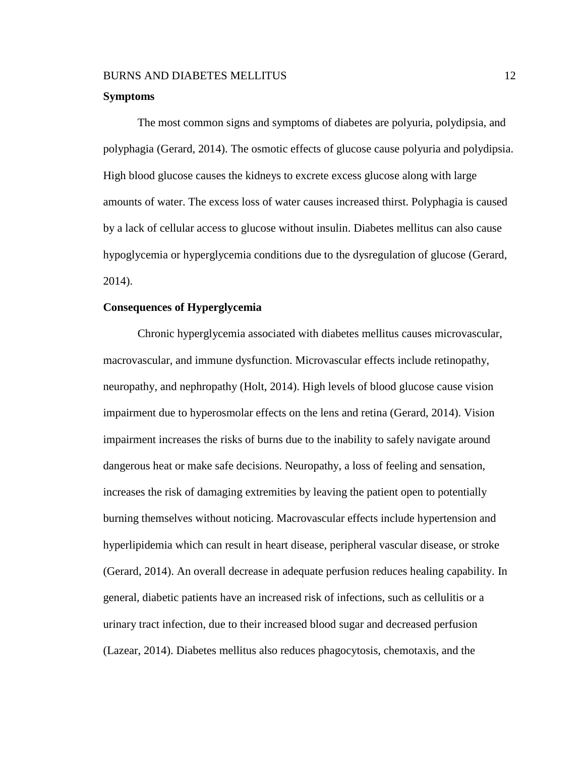**Symptoms**

The most common signs and symptoms of diabetes are polyuria, polydipsia, and polyphagia (Gerard, 2014). The osmotic effects of glucose cause polyuria and polydipsia. High blood glucose causes the kidneys to excrete excess glucose along with large amounts of water. The excess loss of water causes increased thirst. Polyphagia is caused by a lack of cellular access to glucose without insulin. Diabetes mellitus can also cause hypoglycemia or hyperglycemia conditions due to the dysregulation of glucose (Gerard, 2014).

**Consequences of Hyperglycemia**

Chronic hyperglycemia associated with diabetes mellitus causes microvascular, macrovascular, and immune dysfunction. Microvascular effects include retinopathy, neuropathy, and nephropathy (Holt, 2014). High levels of blood glucose cause vision impairment due to hyperosmolar effects on the lens and retina (Gerard, 2014). Vision impairment increases the risks of burns due to the inability to safely navigate around dangerous heat or make safe decisions. Neuropathy, a loss of feeling and sensation, increases the risk of damaging extremities by leaving the patient open to potentially burning themselves without noticing. Macrovascular effects include hypertension and hyperlipidemia which can result in heart disease, peripheral vascular disease, or stroke (Gerard, 2014). An overall decrease in adequate perfusion reduces healing capability. In general, diabetic patients have an increased risk of infections, such as cellulitis or a urinary tract infection, due to their increased blood sugar and decreased perfusion (Lazear, 2014). Diabetes mellitus also reduces phagocytosis, chemotaxis, and the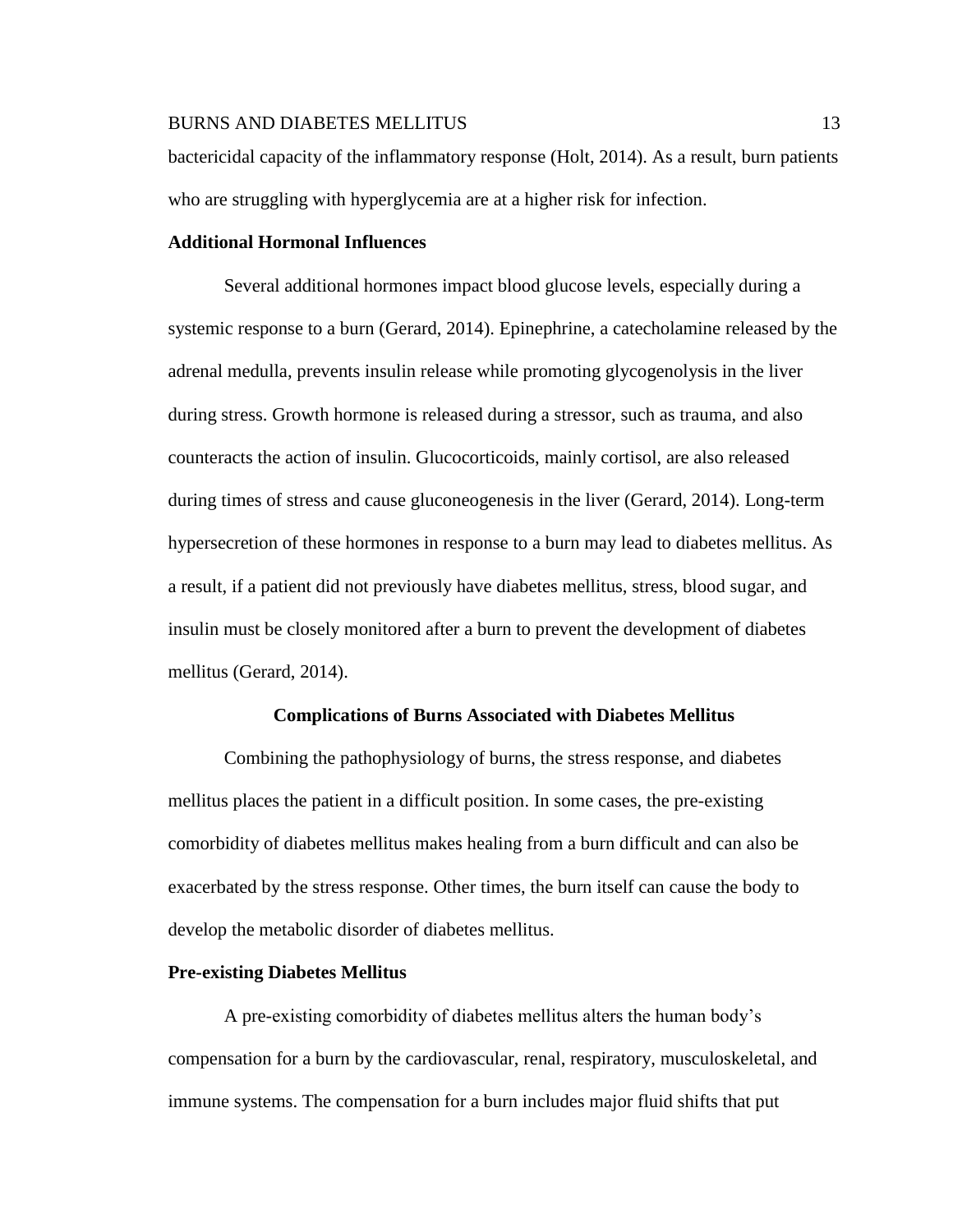bactericidal capacity of the inflammatory response (Holt, 2014). As a result, burn patients who are struggling with hyperglycemia are at a higher risk for infection.

### Additional Hormonal Influences

Several additional hormones impact blood glucose levels, especially during a systemic response to a burn (Gerard, 2014). Epinephrine, a catecholamine released by the adrenal medulla, prevents insulin release while promoting glycogenolysis in the liver during stress. Growth hormone is released during a stressor, such as trauma, and also counteracts the action of insulin. Glucocorticoids, mainly cortisol, are also released during times of stress and cause gluconeogenesis in the liver (Gerard, 2014). Long-term hypersecretion of these hormones in response to a burn may lead to diabetes mellitus. As a result, if a patient did not previously have diabetes mellitus, stress, blood sugar, and insulin must be closely monitored after a burn to prevent the development of diabetes mellitus (Gerard, 2014).

## Complications of Burns Associated with Diabetes Mellitus

Combining the pathophysiology of burns, the stress response, and diabetes mellitus places the patient in a difficult position. In some cases, the pre-existing comorbidity of diabetes mellitus makes healing from a burn difficult and can also be exacerbated by the stress response. Other times, the burn itself can cause the body to develop the metabolic disorder of diabetes mellitus.

### Pre-existing Diabetes Mellitus

A pre-existing comorbidity of diabetes mellitus alters the human body's compensation for a burn by the cardiovascular, renal, respiratory, musculoskeletal, and immune systems. The compensation for a burn includes major fluid shifts that put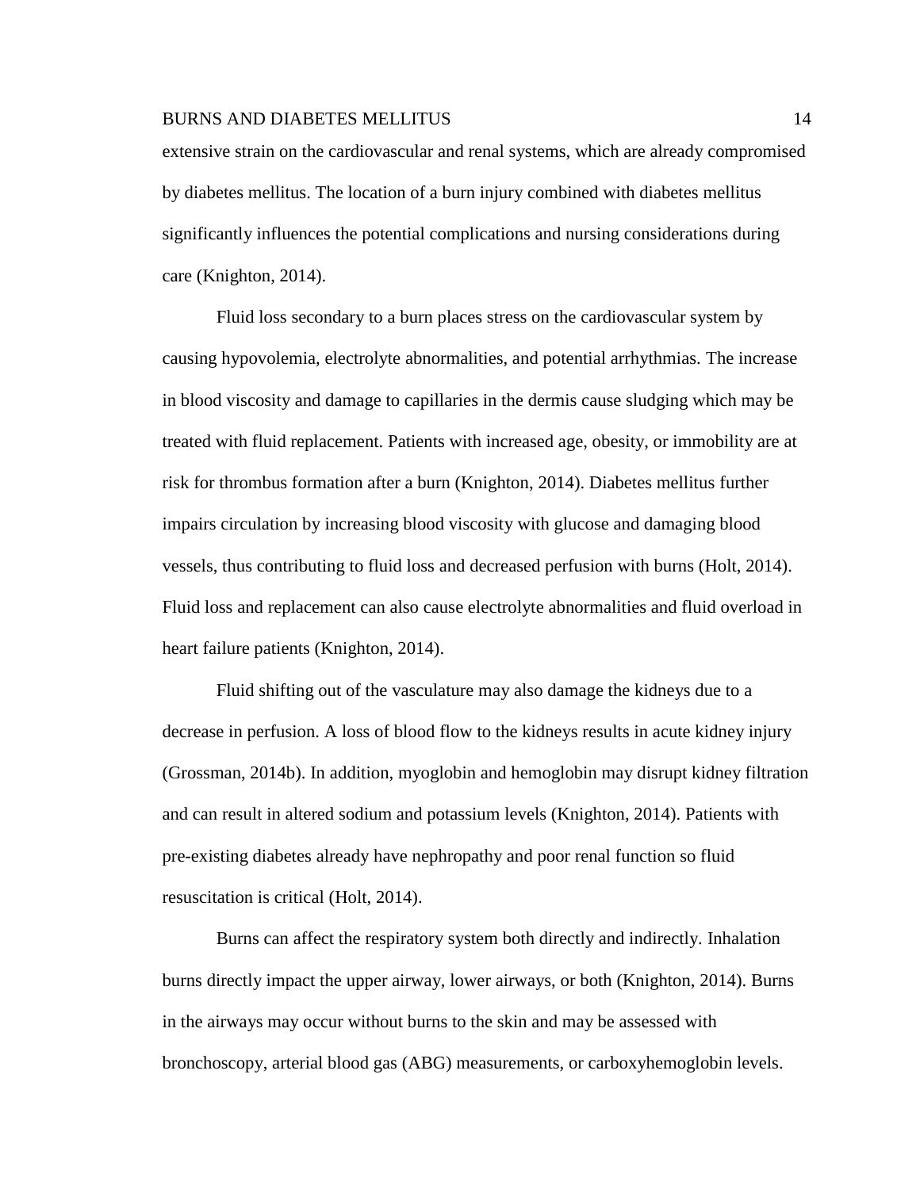extensive strain on the cardiovascular and renal systems, which are already compromised by diabetes mellitus. The location of a burn injury combined with diabetes mellitus significantly influences the potential complications and nursing considerations during care (Knighton, 2014).

Fluid loss secondary to a burn places stress on the cardiovascular system by causing hypovolemia, electrolyte abnormalities, and potential arrhythmias. The increase in blood viscosity and damage to capillaries in the dermis cause sludging which may be treated with fluid replacement. Patients with increased age, obesity, or immobility are at risk for thrombus formation after a burn (Knighton, 2014). Diabetes mellitus further impairs circulation by increasing blood viscosity with glucose and damaging blood vessels, thus contributing to fluid loss and decreased perfusion with burns (Holt, 2014). Fluid loss and replacement can also cause electrolyte abnormalities and fluid overload in heart failure patients (Knighton, 2014).

Fluid shifting out of the vasculature may also damage the kidneys due to a decrease in perfusion. A loss of blood flow to the kidneys results in acute kidney injury (Grossman, 2014b). In addition, myoglobin and hemoglobin may disrupt kidney filtration and can result in altered sodium and potassium levels (Knighton, 2014). Patients with pre-existing diabetes already have nephropathy and poor renal function so fluid resuscitation is critical (Holt, 2014).

Burns can affect the respiratory system both directly and indirectly. Inhalation burns directly impact the upper airway, lower airways, or both (Knighton, 2014). Burns in the airways may occur without burns to the skin and may be assessed with bronchoscopy, arterial blood gas (ABG) measurements, or carboxyhemoglobin levels.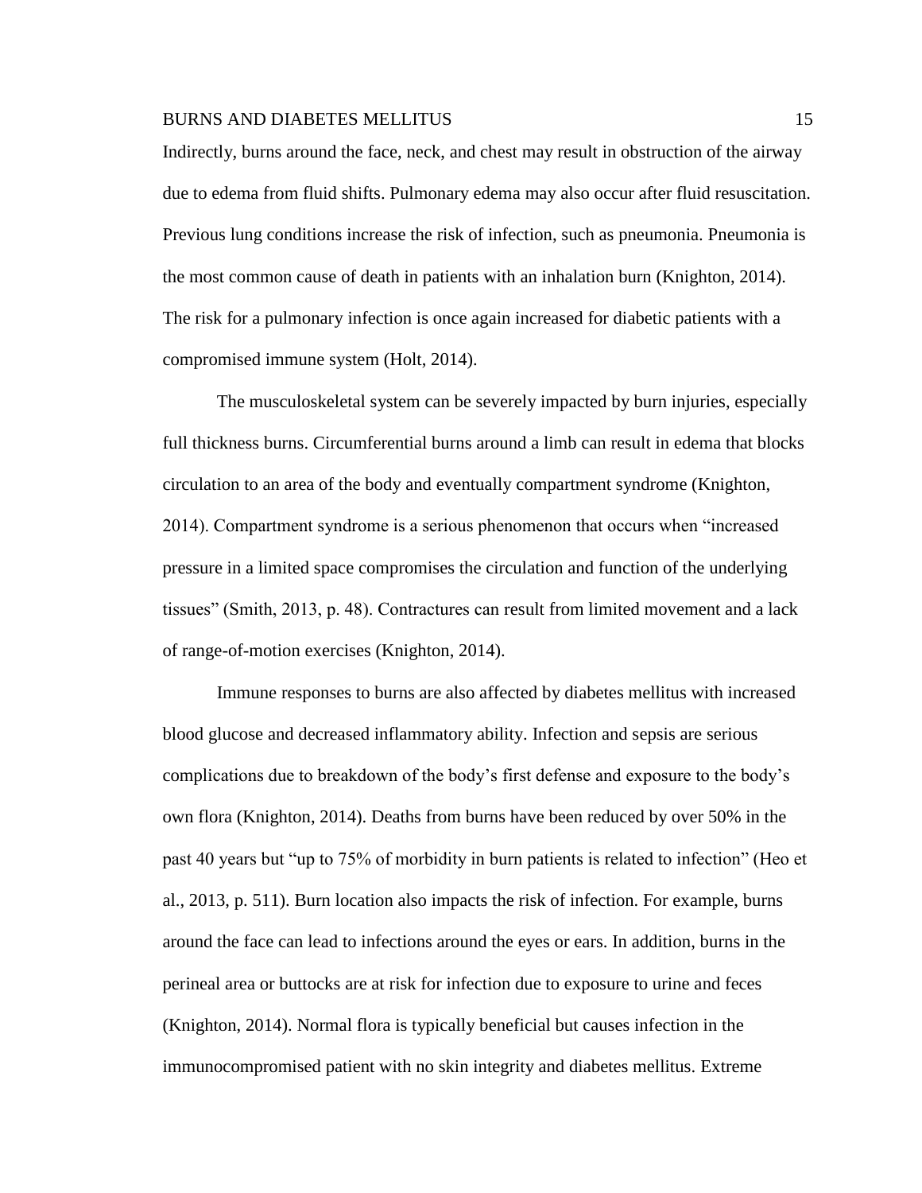Indirectly, burns around the face, neck, and chest may result in obstruction of the airway due to edema from fluid shifts. Pulmonary edema may also occur after fluid resuscitation. Previous lung conditions increase the risk of infection, such as pneumonia. Pneumonia is the most common cause of death in patients with an inhalation burn (Knighton, 2014). The risk for a pulmonary infection is once again increased for diabetic patients with a compromised immune system (Holt, 2014).

The musculoskeletal system can be severely impacted by burn injuries, especially full thickness burns. Circumferential burns around a limb can result in edema that blocks circulation to an area of the body and eventually compartment syndrome (Knighton, 2014). Compartment syndrome is a serious phenomenon that occurs when "increased pressure in a limited space compromises the circulation and function of the underlying tissues" (Smith, 2013, p. 48). Contractures can result from limited movement and a lack of range-of-motion exercises (Knighton, 2014).

Immune responses to burns are also affected by diabetes mellitus with increased blood glucose and decreased inflammatory ability. Infection and sepsis are serious complications due to breakdown of the body's first defense and exposure to the body's own flora (Knighton, 2014). Deaths from burns have been reduced by over 50% in the past 40 years but "up to 75% of morbidity in burn patients is related to infection" (Heo et al., 2013, p. 511). Burn location also impacts the risk of infection. For example, burns around the face can lead to infections around the eyes or ears. In addition, burns in the perineal area or buttocks are at risk for infection due to exposure to urine and feces (Knighton, 2014). Normal flora is typically beneficial but causes infection in the immunocompromised patient with no skin integrity and diabetes mellitus. Extreme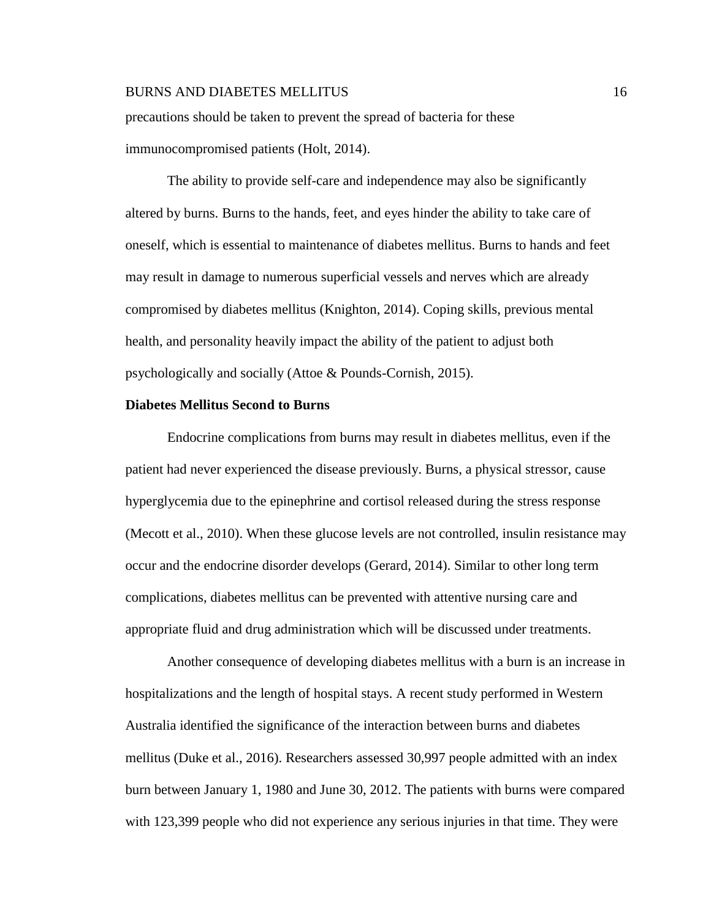precautions should be taken to prevent the spread of bacteria for these immunocompromised patients (Holt, 2014).

The ability to provide self-care and independence may also be significantly altered by burns. Burns to the hands, feet, and eyes hinder the ability to take care of oneself, which is essential to maintenance of diabetes mellitus. Burns to hands and feet may result in damage to numerous superficial vessels and nerves which are already compromised by diabetes mellitus (Knighton, 2014). Coping skills, previous mental health, and personality heavily impact the ability of the patient to adjust both psychologically and socially (Attoe & Pounds-Cornish, 2015).

**Diabetes Mellitus Second to Burns**

Endocrine complications from burns may result in diabetes mellitus, even if the patient had never experienced the disease previously. Burns, a physical stressor, cause hyperglycemia due to the epinephrine and cortisol released during the stress response (Mecott et al., 2010). When these glucose levels are not controlled, insulin resistance may occur and the endocrine disorder develops (Gerard, 2014). Similar to other long term complications, diabetes mellitus can be prevented with attentive nursing care and appropriate fluid and drug administration which will be discussed under treatments.

Another consequence of developing diabetes mellitus with a burn is an increase in hospitalizations and the length of hospital stays. A recent study performed in Western Australia identified the significance of the interaction between burns and diabetes mellitus (Duke et al., 2016). Researchers assessed 30,997 people admitted with an index burn between January 1, 1980 and June 30, 2012. The patients with burns were compared with 123,399 people who did not experience any serious injuries in that time. They were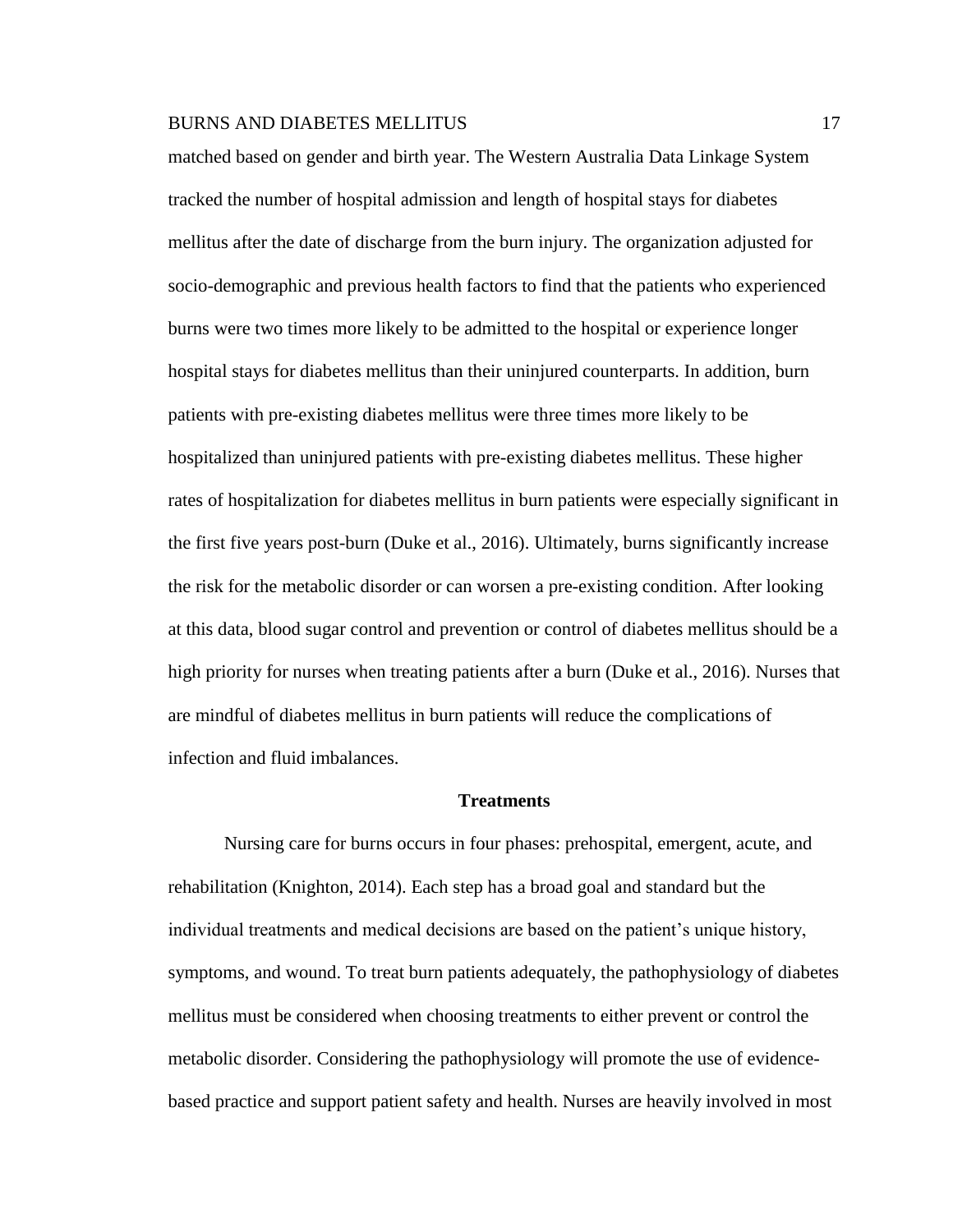matched based on gender and birth year. The Western Australia Data Linkage System tracked the number of hospital admission and length of hospital stays for diabetes mellitus after the date of discharge from the burn injury. The organization adjusted for socio-demographic and previous health factors to find that the patients who experienced burns were two times more likely to be admitted to the hospital or experience longer hospital stays for diabetes mellitus than their uninjured counterparts. In addition, burn patients with pre-existing diabetes mellitus were three times more likely to be hospitalized than uninjured patients with pre-existing diabetes mellitus. These higher rates of hospitalization for diabetes mellitus in burn patients were especially significant in the first five years post-burn (Duke et al., 2016). Ultimately, burns significantly increase the risk for the metabolic disorder or can worsen a pre-existing condition. After looking at this data, blood sugar control and prevention or control of diabetes mellitus should be a high priority for nurses when treating patients after a burn (Duke et al., 2016). Nurses that are mindful of diabetes mellitus in burn patients will reduce the complications of infection and fluid imbalances.

## Treatments

Nursing care for burns occurs in four phases: prehospital, emergent, acute, and rehabilitation (Knighton, 2014). Each step has a broad goal and standard but the individual treatments and medical decisions are based on the patient's unique history, symptoms, and wound. To treat burn patients adequately, the pathophysiology of diabetes mellitus must be considered when choosing treatments to either prevent or control the metabolic disorder. Considering the pathophysiology will promote the use of evidence-based practice and support patient safety and health. Nurses are heavily involved in most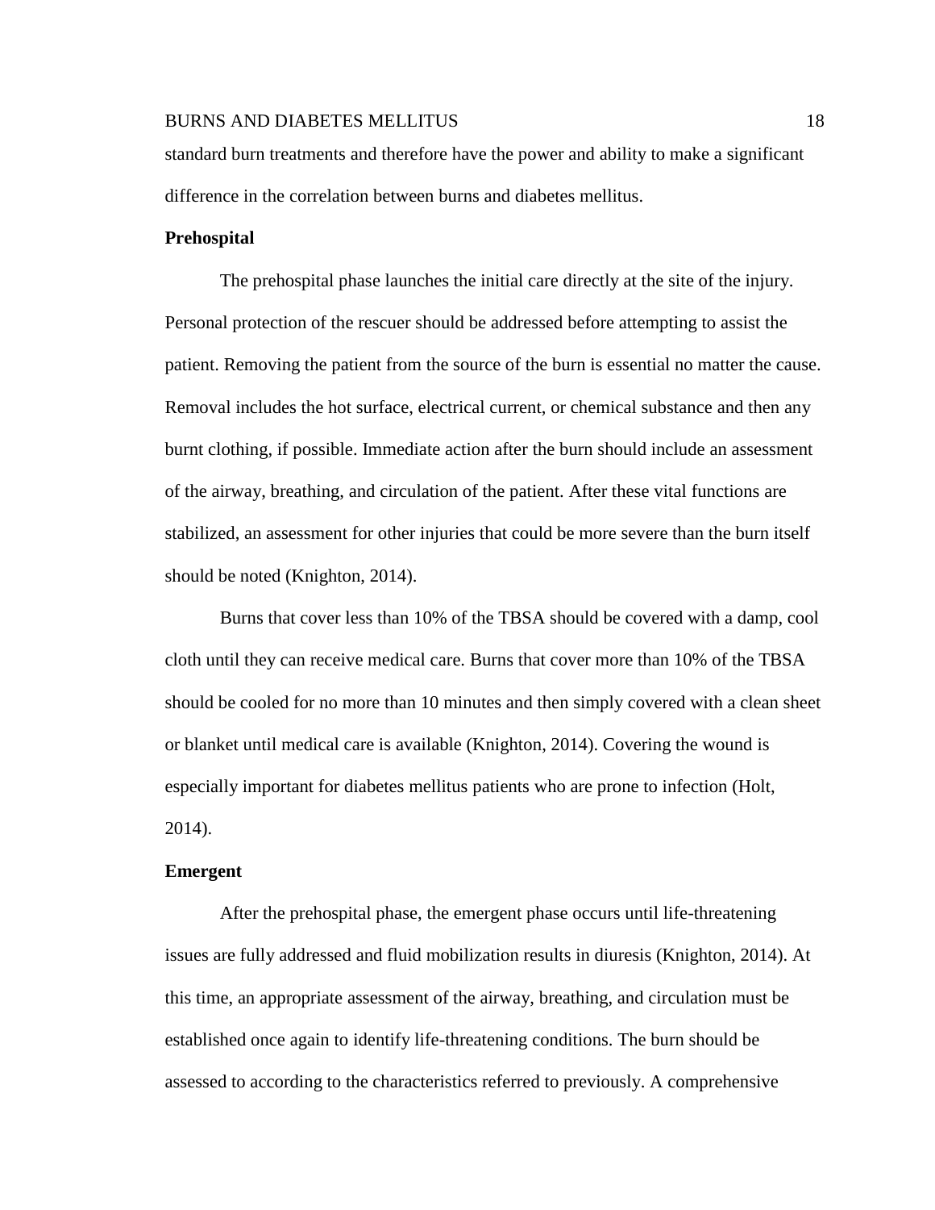standard burn treatments and therefore have the power and ability to make a significant difference in the correlation between burns and diabetes mellitus.

### Prehospital

The prehospital phase launches the initial care directly at the site of the injury. Personal protection of the rescuer should be addressed before attempting to assist the patient. Removing the patient from the source of the burn is essential no matter the cause. Removal includes the hot surface, electrical current, or chemical substance and then any burnt clothing, if possible. Immediate action after the burn should include an assessment of the airway, breathing, and circulation of the patient. After these vital functions are stabilized, an assessment for other injuries that could be more severe than the burn itself should be noted (Knighton, 2014).

Burns that cover less than 10% of the TBSA should be covered with a damp, cool cloth until they can receive medical care. Burns that cover more than 10% of the TBSA should be cooled for no more than 10 minutes and then simply covered with a clean sheet or blanket until medical care is available (Knighton, 2014). Covering the wound is especially important for diabetes mellitus patients who are prone to infection (Holt, 2014).

### Emergent

After the prehospital phase, the emergent phase occurs until life-threatening issues are fully addressed and fluid mobilization results in diuresis (Knighton, 2014). At this time, an appropriate assessment of the airway, breathing, and circulation must be established once again to identify life-threatening conditions. The burn should be assessed to according to the characteristics referred to previously. A comprehensive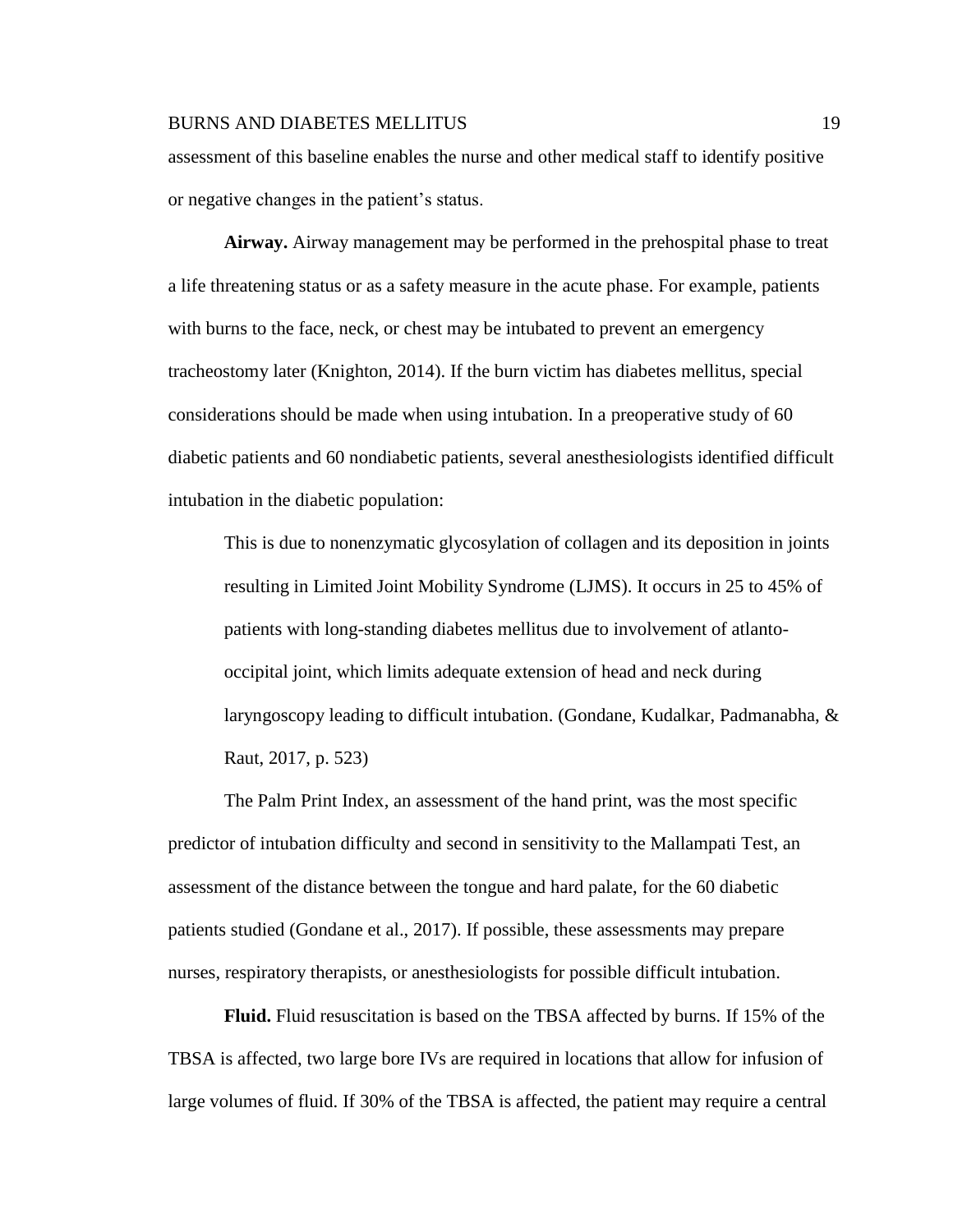assessment of this baseline enables the nurse and other medical staff to identify positive or negative changes in the patient's status.

**Airway.** Airway management may be performed in the prehospital phase to treat a life threatening status or as a safety measure in the acute phase. For example, patients with burns to the face, neck, or chest may be intubated to prevent an emergency tracheostomy later (Knighton, 2014). If the burn victim has diabetes mellitus, special considerations should be made when using intubation. In a preoperative study of 60 diabetic patients and 60 nondiabetic patients, several anesthesiologists identified difficult intubation in the diabetic population:

> This is due to nonenzymatic glycosylation of collagen and its deposition in joints resulting in Limited Joint Mobility Syndrome (LJMS). It occurs in 25 to 45% of patients with long-standing diabetes mellitus due to involvement of atlanto-occipital joint, which limits adequate extension of head and neck during laryngoscopy leading to difficult intubation. (Gondane, Kudalkar, Padmanabha, & Raut, 2017, p. 523)

The Palm Print Index, an assessment of the hand print, was the most specific predictor of intubation difficulty and second in sensitivity to the Mallampati Test, an assessment of the distance between the tongue and hard palate, for the 60 diabetic patients studied (Gondane et al., 2017). If possible, these assessments may prepare nurses, respiratory therapists, or anesthesiologists for possible difficult intubation.

**Fluid.** Fluid resuscitation is based on the TBSA affected by burns. If 15% of the TBSA is affected, two large bore IVs are required in locations that allow for infusion of large volumes of fluid. If 30% of the TBSA is affected, the patient may require a central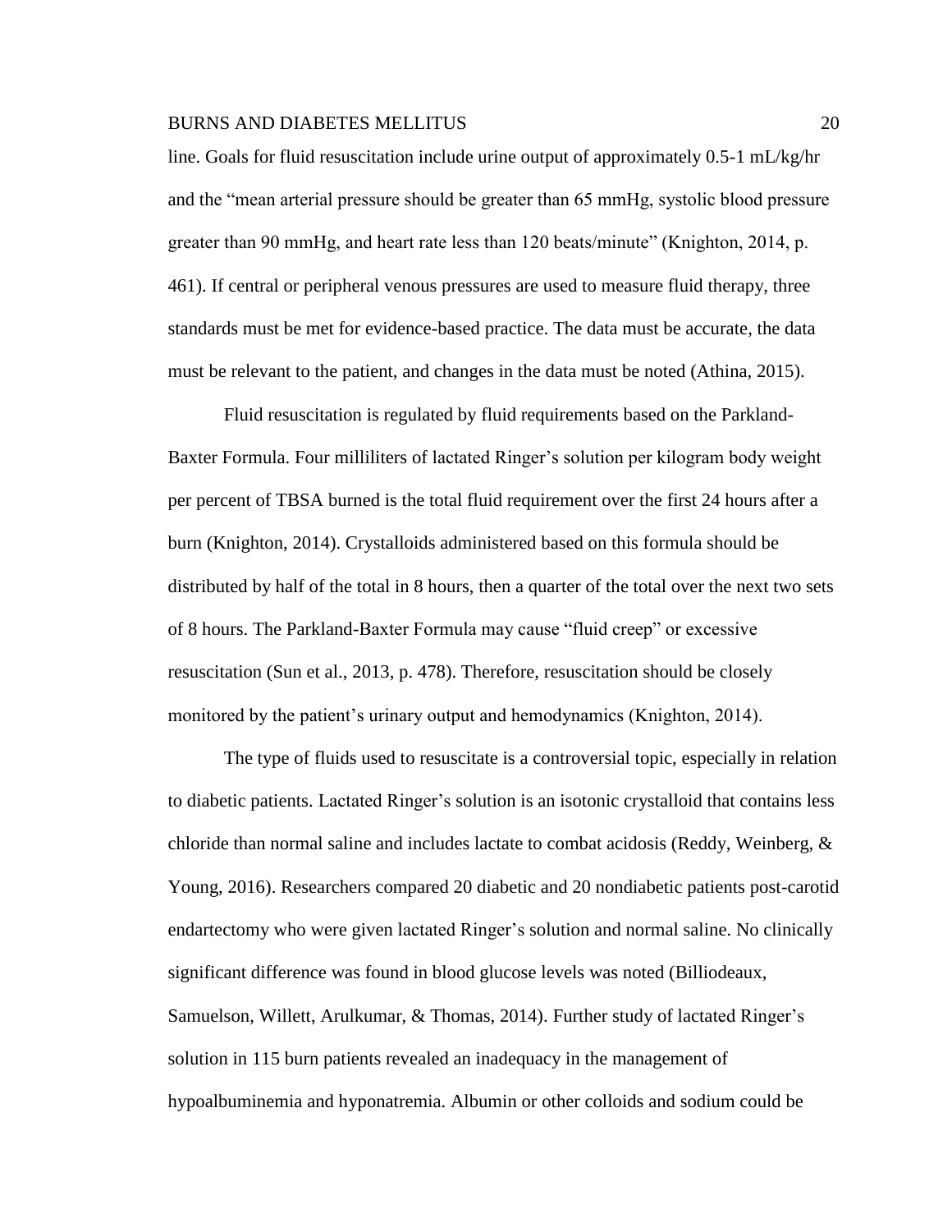line. Goals for fluid resuscitation include urine output of approximately 0.5-1 mL/kg/hr and the "mean arterial pressure should be greater than 65 mmHg, systolic blood pressure greater than 90 mmHg, and heart rate less than 120 beats/minute" (Knighton, 2014, p. 461). If central or peripheral venous pressures are used to measure fluid therapy, three standards must be met for evidence-based practice. The data must be accurate, the data must be relevant to the patient, and changes in the data must be noted (Athina, 2015).

Fluid resuscitation is regulated by fluid requirements based on the Parkland-Baxter Formula. Four milliliters of lactated Ringer's solution per kilogram body weight per percent of TBSA burned is the total fluid requirement over the first 24 hours after a burn (Knighton, 2014). Crystalloids administered based on this formula should be distributed by half of the total in 8 hours, then a quarter of the total over the next two sets of 8 hours. The Parkland-Baxter Formula may cause "fluid creep" or excessive resuscitation (Sun et al., 2013, p. 478). Therefore, resuscitation should be closely monitored by the patient's urinary output and hemodynamics (Knighton, 2014).

The type of fluids used to resuscitate is a controversial topic, especially in relation to diabetic patients. Lactated Ringer's solution is an isotonic crystalloid that contains less chloride than normal saline and includes lactate to combat acidosis (Reddy, Weinberg, & Young, 2016). Researchers compared 20 diabetic and 20 nondiabetic patients post-carotid endartectomy who were given lactated Ringer's solution and normal saline. No clinically significant difference was found in blood glucose levels was noted (Billiodeaux, Samuelson, Willett, Arulkumar, & Thomas, 2014). Further study of lactated Ringer's solution in 115 burn patients revealed an inadequacy in the management of hypoalbuminemia and hyponatremia. Albumin or other colloids and sodium could be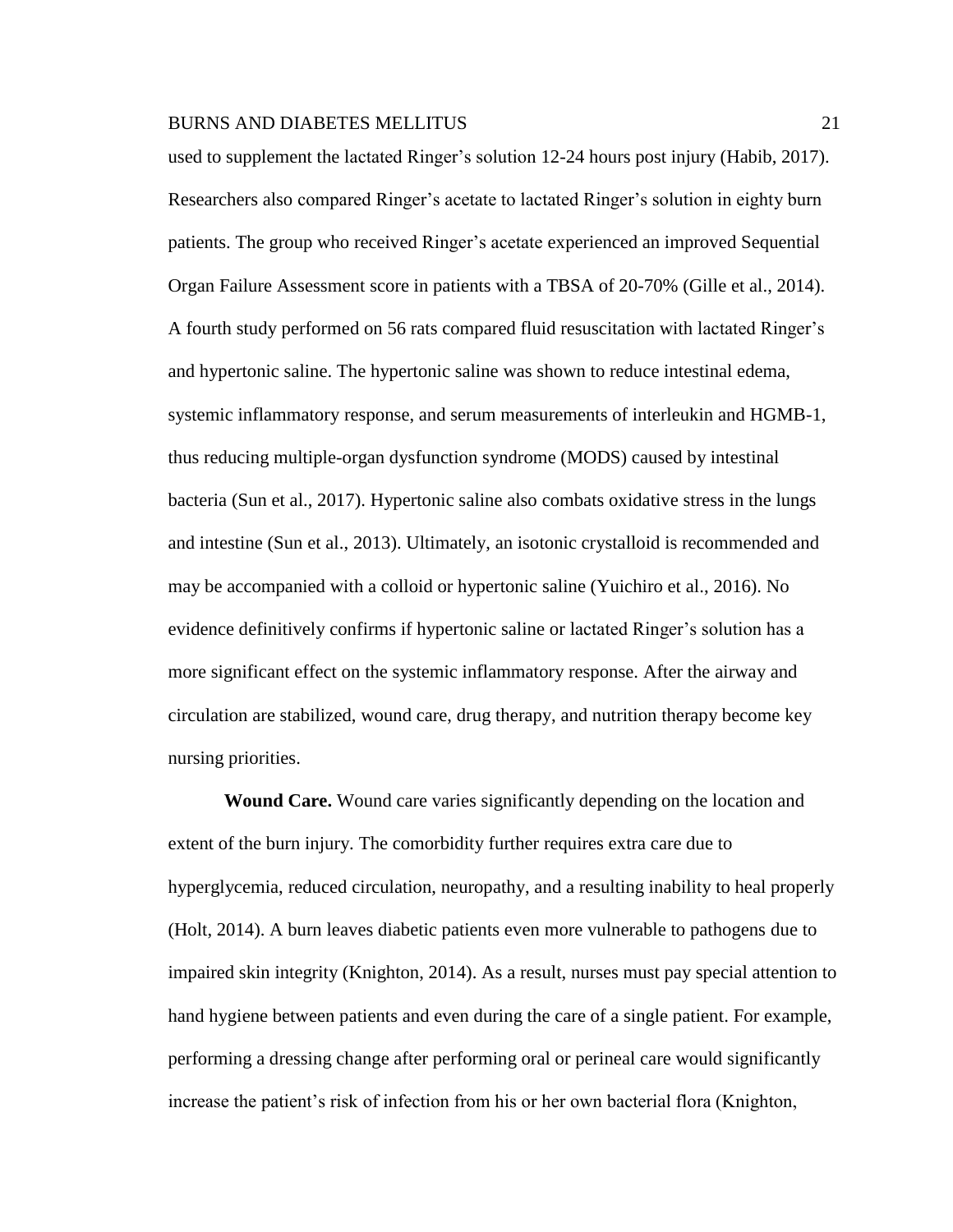used to supplement the lactated Ringer's solution 12-24 hours post injury (Habib, 2017). Researchers also compared Ringer's acetate to lactated Ringer's solution in eighty burn patients. The group who received Ringer's acetate experienced an improved Sequential Organ Failure Assessment score in patients with a TBSA of 20-70% (Gille et al., 2014). A fourth study performed on 56 rats compared fluid resuscitation with lactated Ringer's and hypertonic saline. The hypertonic saline was shown to reduce intestinal edema, systemic inflammatory response, and serum measurements of interleukin and HGMB-1, thus reducing multiple-organ dysfunction syndrome (MODS) caused by intestinal bacteria (Sun et al., 2017). Hypertonic saline also combats oxidative stress in the lungs and intestine (Sun et al., 2013). Ultimately, an isotonic crystalloid is recommended and may be accompanied with a colloid or hypertonic saline (Yuichiro et al., 2016). No evidence definitively confirms if hypertonic saline or lactated Ringer's solution has a more significant effect on the systemic inflammatory response. After the airway and circulation are stabilized, wound care, drug therapy, and nutrition therapy become key nursing priorities.

**Wound Care.** Wound care varies significantly depending on the location and extent of the burn injury. The comorbidity further requires extra care due to hyperglycemia, reduced circulation, neuropathy, and a resulting inability to heal properly (Holt, 2014). A burn leaves diabetic patients even more vulnerable to pathogens due to impaired skin integrity (Knighton, 2014). As a result, nurses must pay special attention to hand hygiene between patients and even during the care of a single patient. For example, performing a dressing change after performing oral or perineal care would significantly increase the patient's risk of infection from his or her own bacterial flora (Knighton,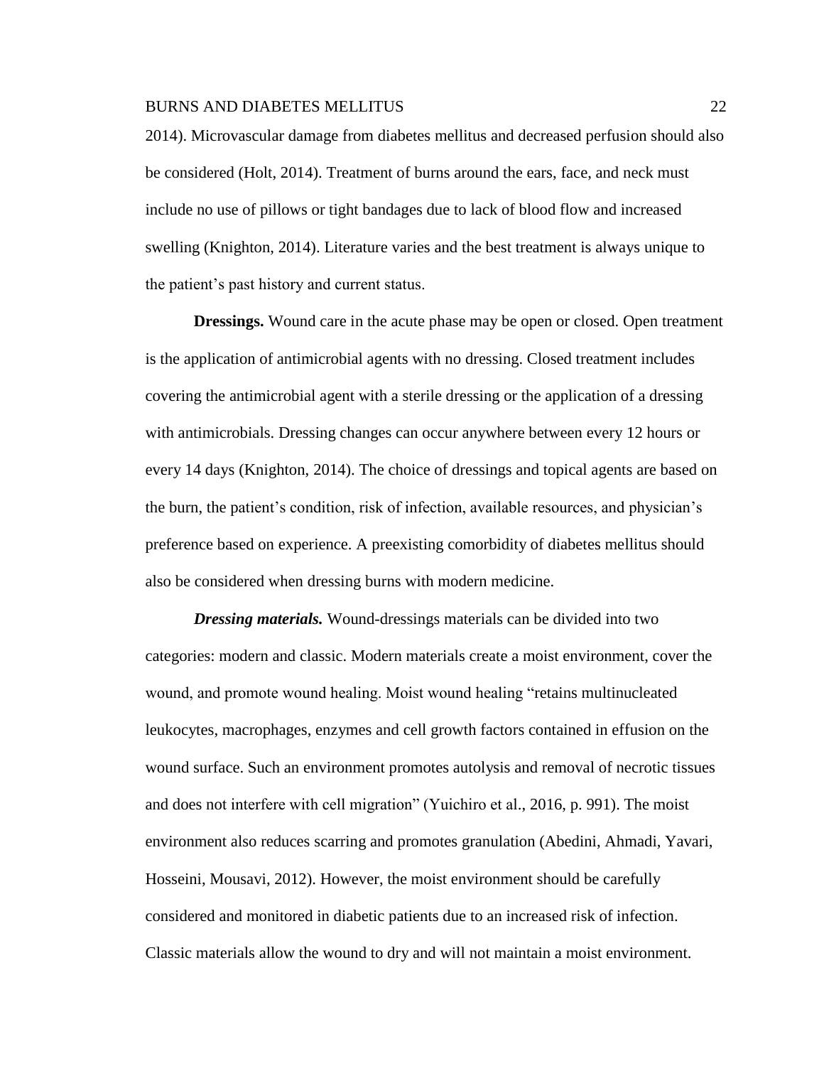2014). Microvascular damage from diabetes mellitus and decreased perfusion should also be considered (Holt, 2014). Treatment of burns around the ears, face, and neck must include no use of pillows or tight bandages due to lack of blood flow and increased swelling (Knighton, 2014). Literature varies and the best treatment is always unique to the patient's past history and current status.

**Dressings.** Wound care in the acute phase may be open or closed. Open treatment is the application of antimicrobial agents with no dressing. Closed treatment includes covering the antimicrobial agent with a sterile dressing or the application of a dressing with antimicrobials. Dressing changes can occur anywhere between every 12 hours or every 14 days (Knighton, 2014). The choice of dressings and topical agents are based on the burn, the patient's condition, risk of infection, available resources, and physician's preference based on experience. A preexisting comorbidity of diabetes mellitus should also be considered when dressing burns with modern medicine.

***Dressing materials.*** Wound-dressings materials can be divided into two categories: modern and classic. Modern materials create a moist environment, cover the wound, and promote wound healing. Moist wound healing "retains multinucleated leukocytes, macrophages, enzymes and cell growth factors contained in effusion on the wound surface. Such an environment promotes autolysis and removal of necrotic tissues and does not interfere with cell migration" (Yuichiro et al., 2016, p. 991). The moist environment also reduces scarring and promotes granulation (Abedini, Ahmadi, Yavari, Hosseini, Mousavi, 2012). However, the moist environment should be carefully considered and monitored in diabetic patients due to an increased risk of infection. Classic materials allow the wound to dry and will not maintain a moist environment.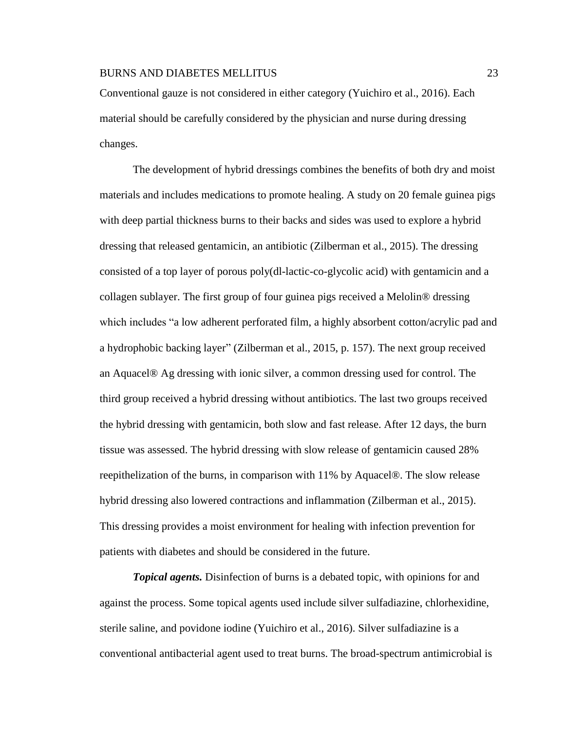Conventional gauze is not considered in either category (Yuichiro et al., 2016). Each material should be carefully considered by the physician and nurse during dressing changes.

The development of hybrid dressings combines the benefits of both dry and moist materials and includes medications to promote healing. A study on 20 female guinea pigs with deep partial thickness burns to their backs and sides was used to explore a hybrid dressing that released gentamicin, an antibiotic (Zilberman et al., 2015). The dressing consisted of a top layer of porous poly(dl-lactic-co-glycolic acid) with gentamicin and a collagen sublayer. The first group of four guinea pigs received a Melolin® dressing which includes "a low adherent perforated film, a highly absorbent cotton/acrylic pad and a hydrophobic backing layer" (Zilberman et al., 2015, p. 157). The next group received an Aquacel® Ag dressing with ionic silver, a common dressing used for control. The third group received a hybrid dressing without antibiotics. The last two groups received the hybrid dressing with gentamicin, both slow and fast release. After 12 days, the burn tissue was assessed. The hybrid dressing with slow release of gentamicin caused 28% reepithelization of the burns, in comparison with 11% by Aquacel®. The slow release hybrid dressing also lowered contractions and inflammation (Zilberman et al., 2015). This dressing provides a moist environment for healing with infection prevention for patients with diabetes and should be considered in the future.

***Topical agents.*** Disinfection of burns is a debated topic, with opinions for and against the process. Some topical agents used include silver sulfadiazine, chlorhexidine, sterile saline, and povidone iodine (Yuichiro et al., 2016). Silver sulfadiazine is a conventional antibacterial agent used to treat burns. The broad-spectrum antimicrobial is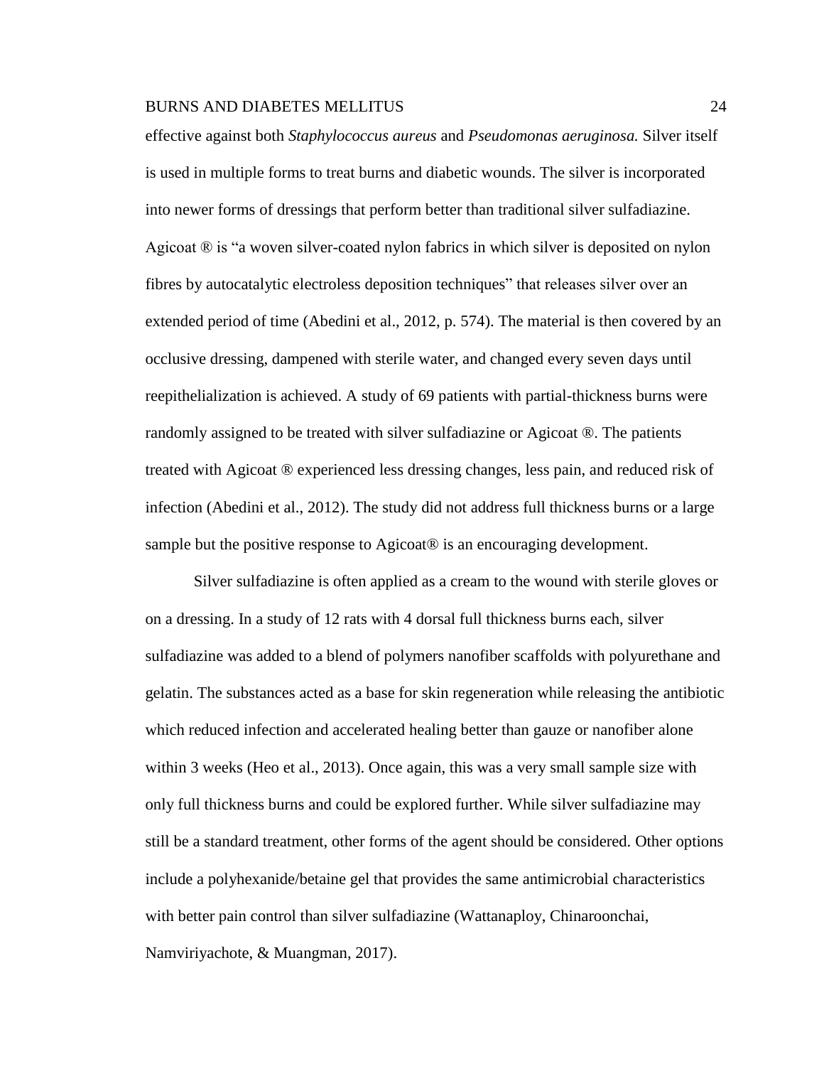effective against both *Staphylococcus aureus* and *Pseudomonas aeruginosa.* Silver itself is used in multiple forms to treat burns and diabetic wounds. The silver is incorporated into newer forms of dressings that perform better than traditional silver sulfadiazine. Agicoat ® is "a woven silver-coated nylon fabrics in which silver is deposited on nylon fibres by autocatalytic electroless deposition techniques" that releases silver over an extended period of time (Abedini et al., 2012, p. 574). The material is then covered by an occlusive dressing, dampened with sterile water, and changed every seven days until reepithelialization is achieved. A study of 69 patients with partial-thickness burns were randomly assigned to be treated with silver sulfadiazine or Agicoat ®. The patients treated with Agicoat ® experienced less dressing changes, less pain, and reduced risk of infection (Abedini et al., 2012). The study did not address full thickness burns or a large sample but the positive response to Agicoat® is an encouraging development.

Silver sulfadiazine is often applied as a cream to the wound with sterile gloves or on a dressing. In a study of 12 rats with 4 dorsal full thickness burns each, silver sulfadiazine was added to a blend of polymers nanofiber scaffolds with polyurethane and gelatin. The substances acted as a base for skin regeneration while releasing the antibiotic which reduced infection and accelerated healing better than gauze or nanofiber alone within 3 weeks (Heo et al., 2013). Once again, this was a very small sample size with only full thickness burns and could be explored further. While silver sulfadiazine may still be a standard treatment, other forms of the agent should be considered. Other options include a polyhexanide/betaine gel that provides the same antimicrobial characteristics with better pain control than silver sulfadiazine (Wattanaploy, Chinaroonchai, Namviriyachote, & Muangman, 2017).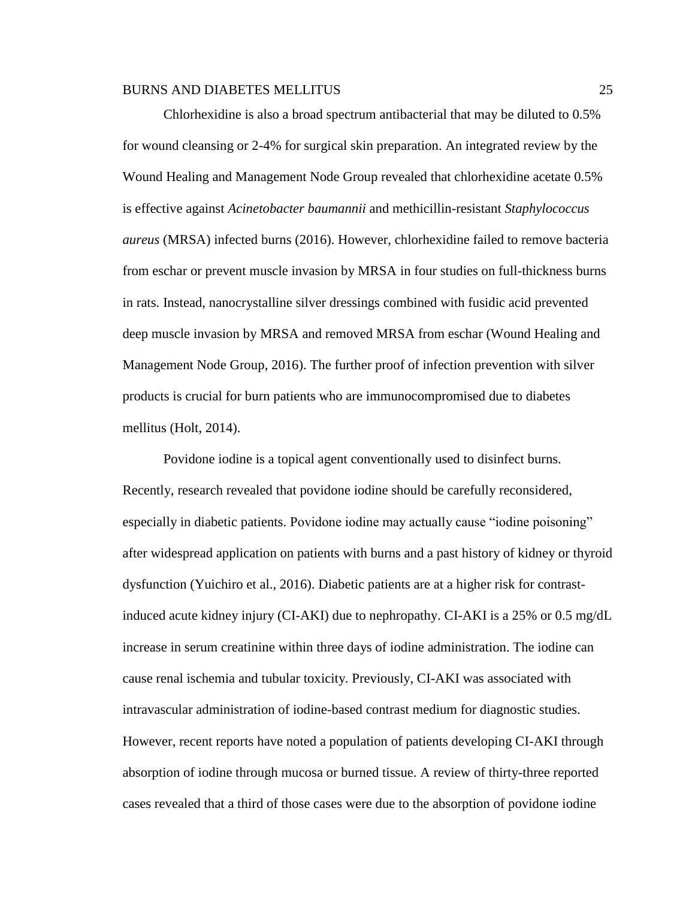Chlorhexidine is also a broad spectrum antibacterial that may be diluted to 0.5% for wound cleansing or 2-4% for surgical skin preparation. An integrated review by the Wound Healing and Management Node Group revealed that chlorhexidine acetate 0.5% is effective against *Acinetobacter baumannii* and methicillin-resistant *Staphylococcus aureus* (MRSA) infected burns (2016). However, chlorhexidine failed to remove bacteria from eschar or prevent muscle invasion by MRSA in four studies on full-thickness burns in rats. Instead, nanocrystalline silver dressings combined with fusidic acid prevented deep muscle invasion by MRSA and removed MRSA from eschar (Wound Healing and Management Node Group, 2016). The further proof of infection prevention with silver products is crucial for burn patients who are immunocompromised due to diabetes mellitus (Holt, 2014).

Povidone iodine is a topical agent conventionally used to disinfect burns. Recently, research revealed that povidone iodine should be carefully reconsidered, especially in diabetic patients. Povidone iodine may actually cause "iodine poisoning" after widespread application on patients with burns and a past history of kidney or thyroid dysfunction (Yuichiro et al., 2016). Diabetic patients are at a higher risk for contrast-induced acute kidney injury (CI-AKI) due to nephropathy. CI-AKI is a 25% or 0.5 mg/dL increase in serum creatinine within three days of iodine administration. The iodine can cause renal ischemia and tubular toxicity. Previously, CI-AKI was associated with intravascular administration of iodine-based contrast medium for diagnostic studies. However, recent reports have noted a population of patients developing CI-AKI through absorption of iodine through mucosa or burned tissue. A review of thirty-three reported cases revealed that a third of those cases were due to the absorption of povidone iodine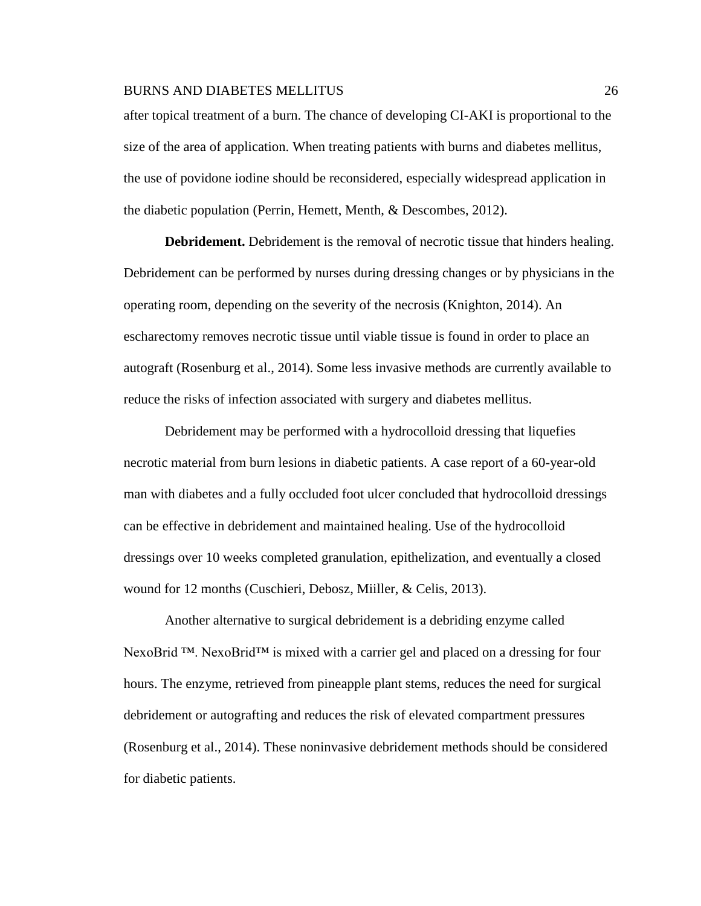after topical treatment of a burn. The chance of developing CI-AKI is proportional to the size of the area of application. When treating patients with burns and diabetes mellitus, the use of povidone iodine should be reconsidered, especially widespread application in the diabetic population (Perrin, Hemett, Menth, & Descombes, 2012).

**Debridement.** Debridement is the removal of necrotic tissue that hinders healing. Debridement can be performed by nurses during dressing changes or by physicians in the operating room, depending on the severity of the necrosis (Knighton, 2014). An escharectomy removes necrotic tissue until viable tissue is found in order to place an autograft (Rosenburg et al., 2014). Some less invasive methods are currently available to reduce the risks of infection associated with surgery and diabetes mellitus.

Debridement may be performed with a hydrocolloid dressing that liquefies necrotic material from burn lesions in diabetic patients. A case report of a 60-year-old man with diabetes and a fully occluded foot ulcer concluded that hydrocolloid dressings can be effective in debridement and maintained healing. Use of the hydrocolloid dressings over 10 weeks completed granulation, epithelization, and eventually a closed wound for 12 months (Cuschieri, Debosz, Miiller, & Celis, 2013).

Another alternative to surgical debridement is a debriding enzyme called NexoBrid ™. NexoBrid™ is mixed with a carrier gel and placed on a dressing for four hours. The enzyme, retrieved from pineapple plant stems, reduces the need for surgical debridement or autografting and reduces the risk of elevated compartment pressures (Rosenburg et al., 2014). These noninvasive debridement methods should be considered for diabetic patients.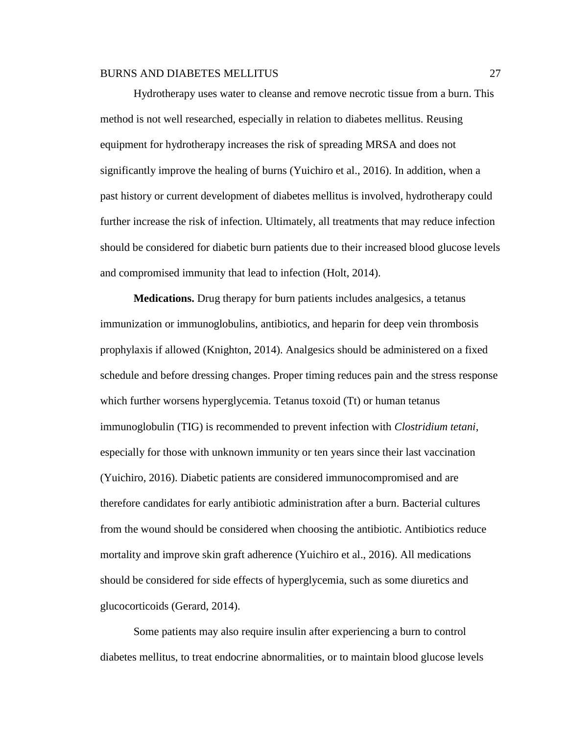Hydrotherapy uses water to cleanse and remove necrotic tissue from a burn. This method is not well researched, especially in relation to diabetes mellitus. Reusing equipment for hydrotherapy increases the risk of spreading MRSA and does not significantly improve the healing of burns (Yuichiro et al., 2016). In addition, when a past history or current development of diabetes mellitus is involved, hydrotherapy could further increase the risk of infection. Ultimately, all treatments that may reduce infection should be considered for diabetic burn patients due to their increased blood glucose levels and compromised immunity that lead to infection (Holt, 2014).

**Medications.** Drug therapy for burn patients includes analgesics, a tetanus immunization or immunoglobulins, antibiotics, and heparin for deep vein thrombosis prophylaxis if allowed (Knighton, 2014). Analgesics should be administered on a fixed schedule and before dressing changes. Proper timing reduces pain and the stress response which further worsens hyperglycemia. Tetanus toxoid (Tt) or human tetanus immunoglobulin (TIG) is recommended to prevent infection with *Clostridium tetani*, especially for those with unknown immunity or ten years since their last vaccination (Yuichiro, 2016). Diabetic patients are considered immunocompromised and are therefore candidates for early antibiotic administration after a burn. Bacterial cultures from the wound should be considered when choosing the antibiotic. Antibiotics reduce mortality and improve skin graft adherence (Yuichiro et al., 2016). All medications should be considered for side effects of hyperglycemia, such as some diuretics and glucocorticoids (Gerard, 2014).

Some patients may also require insulin after experiencing a burn to control diabetes mellitus, to treat endocrine abnormalities, or to maintain blood glucose levels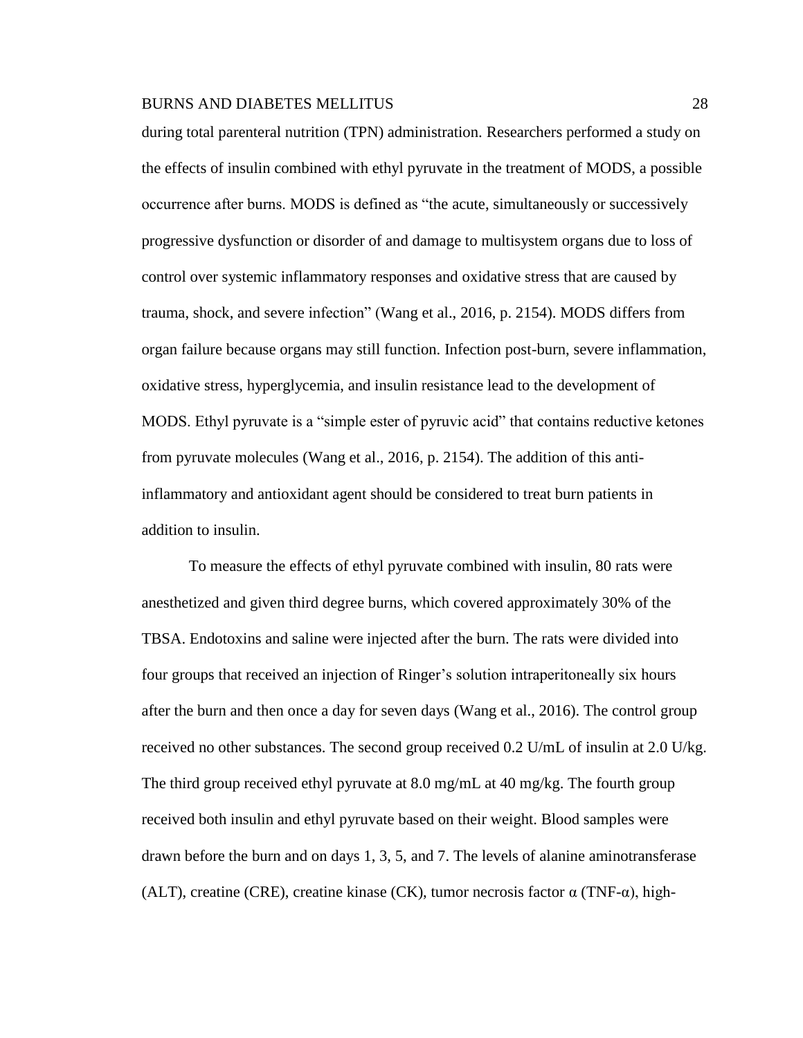during total parenteral nutrition (TPN) administration. Researchers performed a study on the effects of insulin combined with ethyl pyruvate in the treatment of MODS, a possible occurrence after burns. MODS is defined as "the acute, simultaneously or successively progressive dysfunction or disorder of and damage to multisystem organs due to loss of control over systemic inflammatory responses and oxidative stress that are caused by trauma, shock, and severe infection" (Wang et al., 2016, p. 2154). MODS differs from organ failure because organs may still function. Infection post-burn, severe inflammation, oxidative stress, hyperglycemia, and insulin resistance lead to the development of MODS. Ethyl pyruvate is a "simple ester of pyruvic acid" that contains reductive ketones from pyruvate molecules (Wang et al., 2016, p. 2154). The addition of this anti-inflammatory and antioxidant agent should be considered to treat burn patients in addition to insulin.

To measure the effects of ethyl pyruvate combined with insulin, 80 rats were anesthetized and given third degree burns, which covered approximately 30% of the TBSA. Endotoxins and saline were injected after the burn. The rats were divided into four groups that received an injection of Ringer's solution intraperitoneally six hours after the burn and then once a day for seven days (Wang et al., 2016). The control group received no other substances. The second group received 0.2 U/mL of insulin at 2.0 U/kg. The third group received ethyl pyruvate at 8.0 mg/mL at 40 mg/kg. The fourth group received both insulin and ethyl pyruvate based on their weight. Blood samples were drawn before the burn and on days 1, 3, 5, and 7. The levels of alanine aminotransferase (ALT), creatine (CRE), creatine kinase (CK), tumor necrosis factor α (TNF-α), high-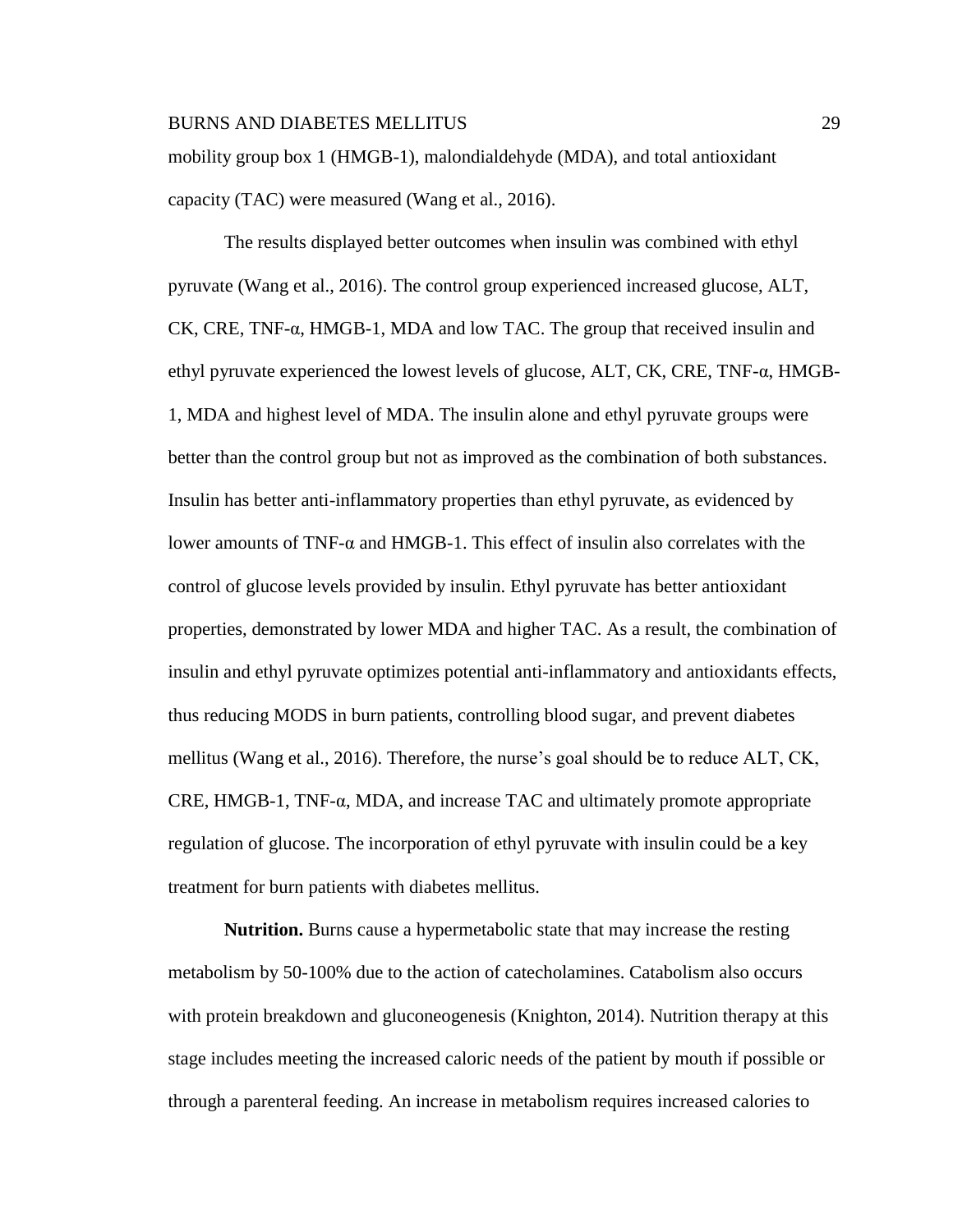mobility group box 1 (HMGB-1), malondialdehyde (MDA), and total antioxidant capacity (TAC) were measured (Wang et al., 2016).

The results displayed better outcomes when insulin was combined with ethyl pyruvate (Wang et al., 2016). The control group experienced increased glucose, ALT, CK, CRE, TNF-α, HMGB-1, MDA and low TAC. The group that received insulin and ethyl pyruvate experienced the lowest levels of glucose, ALT, CK, CRE, TNF-α, HMGB-1, MDA and highest level of MDA. The insulin alone and ethyl pyruvate groups were better than the control group but not as improved as the combination of both substances. Insulin has better anti-inflammatory properties than ethyl pyruvate, as evidenced by lower amounts of TNF-α and HMGB-1. This effect of insulin also correlates with the control of glucose levels provided by insulin. Ethyl pyruvate has better antioxidant properties, demonstrated by lower MDA and higher TAC. As a result, the combination of insulin and ethyl pyruvate optimizes potential anti-inflammatory and antioxidants effects, thus reducing MODS in burn patients, controlling blood sugar, and prevent diabetes mellitus (Wang et al., 2016). Therefore, the nurse's goal should be to reduce ALT, CK, CRE, HMGB-1, TNF-α, MDA, and increase TAC and ultimately promote appropriate regulation of glucose. The incorporation of ethyl pyruvate with insulin could be a key treatment for burn patients with diabetes mellitus.

**Nutrition.** Burns cause a hypermetabolic state that may increase the resting metabolism by 50-100% due to the action of catecholamines. Catabolism also occurs with protein breakdown and gluconeogenesis (Knighton, 2014). Nutrition therapy at this stage includes meeting the increased caloric needs of the patient by mouth if possible or through a parenteral feeding. An increase in metabolism requires increased calories to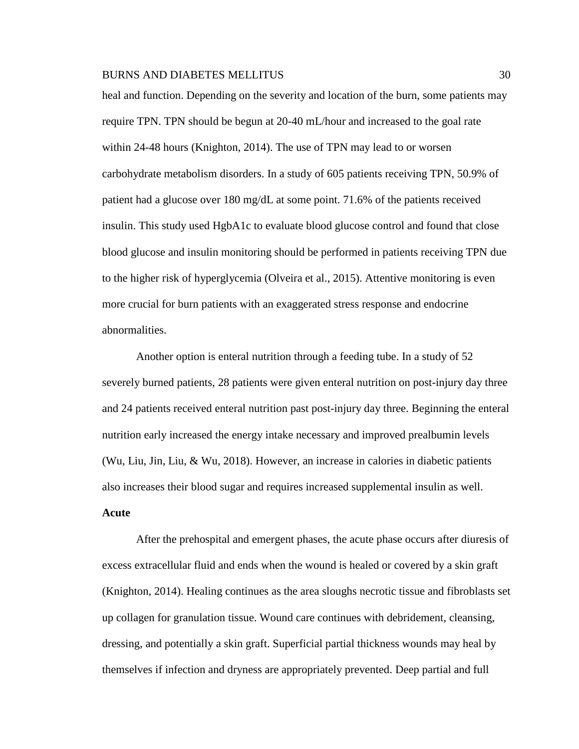heal and function. Depending on the severity and location of the burn, some patients may require TPN. TPN should be begun at 20-40 mL/hour and increased to the goal rate within 24-48 hours (Knighton, 2014). The use of TPN may lead to or worsen carbohydrate metabolism disorders. In a study of 605 patients receiving TPN, 50.9% of patient had a glucose over 180 mg/dL at some point. 71.6% of the patients received insulin. This study used HgbA1c to evaluate blood glucose control and found that close blood glucose and insulin monitoring should be performed in patients receiving TPN due to the higher risk of hyperglycemia (Olveira et al., 2015). Attentive monitoring is even more crucial for burn patients with an exaggerated stress response and endocrine abnormalities.

Another option is enteral nutrition through a feeding tube. In a study of 52 severely burned patients, 28 patients were given enteral nutrition on post-injury day three and 24 patients received enteral nutrition past post-injury day three. Beginning the enteral nutrition early increased the energy intake necessary and improved prealbumin levels (Wu, Liu, Jin, Liu, & Wu, 2018). However, an increase in calories in diabetic patients also increases their blood sugar and requires increased supplemental insulin as well.

**Acute**

After the prehospital and emergent phases, the acute phase occurs after diuresis of excess extracellular fluid and ends when the wound is healed or covered by a skin graft (Knighton, 2014). Healing continues as the area sloughs necrotic tissue and fibroblasts set up collagen for granulation tissue. Wound care continues with debridement, cleansing, dressing, and potentially a skin graft. Superficial partial thickness wounds may heal by themselves if infection and dryness are appropriately prevented. Deep partial and full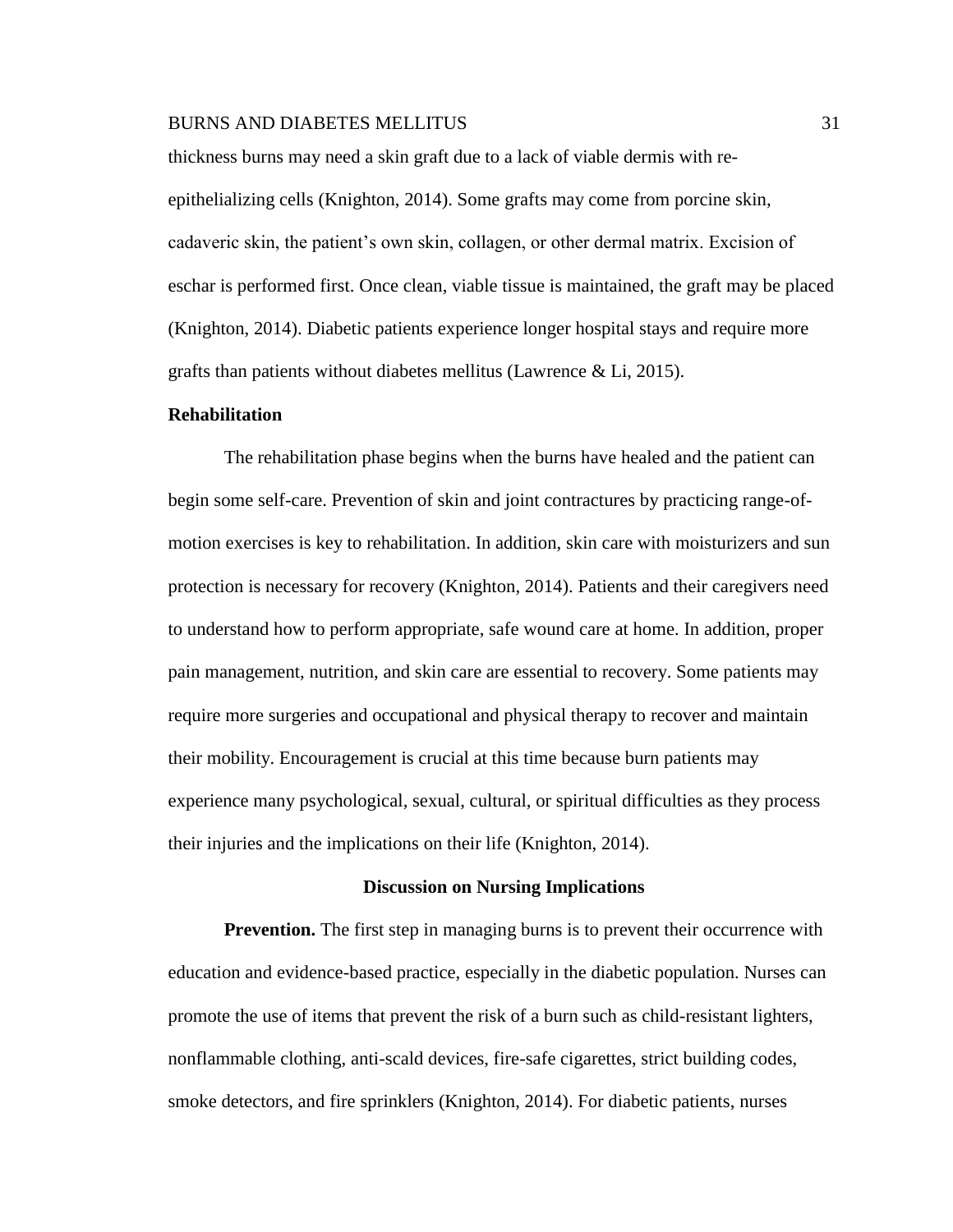thickness burns may need a skin graft due to a lack of viable dermis with re-epithelializing cells (Knighton, 2014). Some grafts may come from porcine skin, cadaveric skin, the patient's own skin, collagen, or other dermal matrix. Excision of eschar is performed first. Once clean, viable tissue is maintained, the graft may be placed (Knighton, 2014). Diabetic patients experience longer hospital stays and require more grafts than patients without diabetes mellitus (Lawrence & Li, 2015).

### Rehabilitation

The rehabilitation phase begins when the burns have healed and the patient can begin some self-care. Prevention of skin and joint contractures by practicing range-of-motion exercises is key to rehabilitation. In addition, skin care with moisturizers and sun protection is necessary for recovery (Knighton, 2014). Patients and their caregivers need to understand how to perform appropriate, safe wound care at home. In addition, proper pain management, nutrition, and skin care are essential to recovery. Some patients may require more surgeries and occupational and physical therapy to recover and maintain their mobility. Encouragement is crucial at this time because burn patients may experience many psychological, sexual, cultural, or spiritual difficulties as they process their injuries and the implications on their life (Knighton, 2014).

## Discussion on Nursing Implications

**Prevention.** The first step in managing burns is to prevent their occurrence with education and evidence-based practice, especially in the diabetic population. Nurses can promote the use of items that prevent the risk of a burn such as child-resistant lighters, nonflammable clothing, anti-scald devices, fire-safe cigarettes, strict building codes, smoke detectors, and fire sprinklers (Knighton, 2014). For diabetic patients, nurses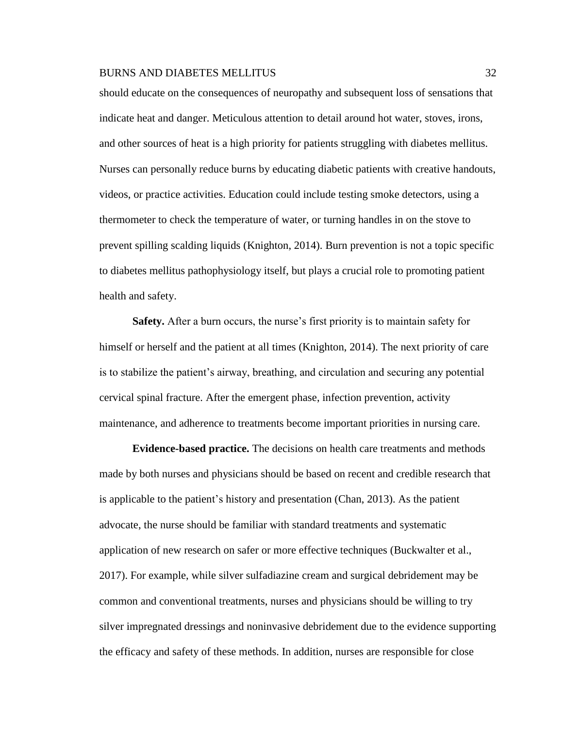should educate on the consequences of neuropathy and subsequent loss of sensations that indicate heat and danger. Meticulous attention to detail around hot water, stoves, irons, and other sources of heat is a high priority for patients struggling with diabetes mellitus. Nurses can personally reduce burns by educating diabetic patients with creative handouts, videos, or practice activities. Education could include testing smoke detectors, using a thermometer to check the temperature of water, or turning handles in on the stove to prevent spilling scalding liquids (Knighton, 2014). Burn prevention is not a topic specific to diabetes mellitus pathophysiology itself, but plays a crucial role to promoting patient health and safety.

**Safety.** After a burn occurs, the nurse's first priority is to maintain safety for himself or herself and the patient at all times (Knighton, 2014). The next priority of care is to stabilize the patient's airway, breathing, and circulation and securing any potential cervical spinal fracture. After the emergent phase, infection prevention, activity maintenance, and adherence to treatments become important priorities in nursing care.

**Evidence-based practice.** The decisions on health care treatments and methods made by both nurses and physicians should be based on recent and credible research that is applicable to the patient's history and presentation (Chan, 2013). As the patient advocate, the nurse should be familiar with standard treatments and systematic application of new research on safer or more effective techniques (Buckwalter et al., 2017). For example, while silver sulfadiazine cream and surgical debridement may be common and conventional treatments, nurses and physicians should be willing to try silver impregnated dressings and noninvasive debridement due to the evidence supporting the efficacy and safety of these methods. In addition, nurses are responsible for close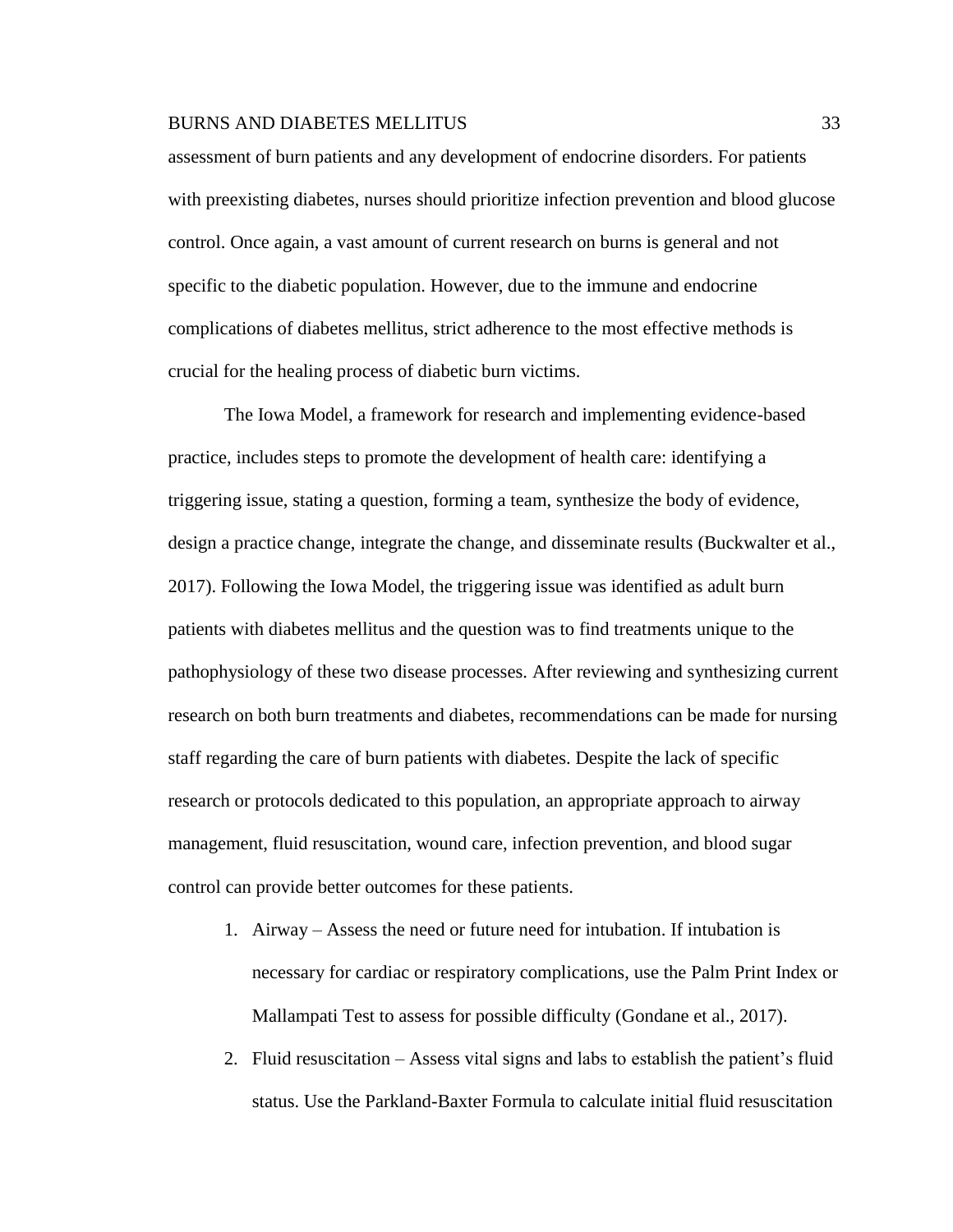assessment of burn patients and any development of endocrine disorders. For patients with preexisting diabetes, nurses should prioritize infection prevention and blood glucose control. Once again, a vast amount of current research on burns is general and not specific to the diabetic population. However, due to the immune and endocrine complications of diabetes mellitus, strict adherence to the most effective methods is crucial for the healing process of diabetic burn victims.

The Iowa Model, a framework for research and implementing evidence-based practice, includes steps to promote the development of health care: identifying a triggering issue, stating a question, forming a team, synthesize the body of evidence, design a practice change, integrate the change, and disseminate results (Buckwalter et al., 2017). Following the Iowa Model, the triggering issue was identified as adult burn patients with diabetes mellitus and the question was to find treatments unique to the pathophysiology of these two disease processes. After reviewing and synthesizing current research on both burn treatments and diabetes, recommendations can be made for nursing staff regarding the care of burn patients with diabetes. Despite the lack of specific research or protocols dedicated to this population, an appropriate approach to airway management, fluid resuscitation, wound care, infection prevention, and blood sugar control can provide better outcomes for these patients.

1. Airway – Assess the need or future need for intubation. If intubation is necessary for cardiac or respiratory complications, use the Palm Print Index or Mallampati Test to assess for possible difficulty (Gondane et al., 2017).
2. Fluid resuscitation – Assess vital signs and labs to establish the patient's fluid status. Use the Parkland-Baxter Formula to calculate initial fluid resuscitation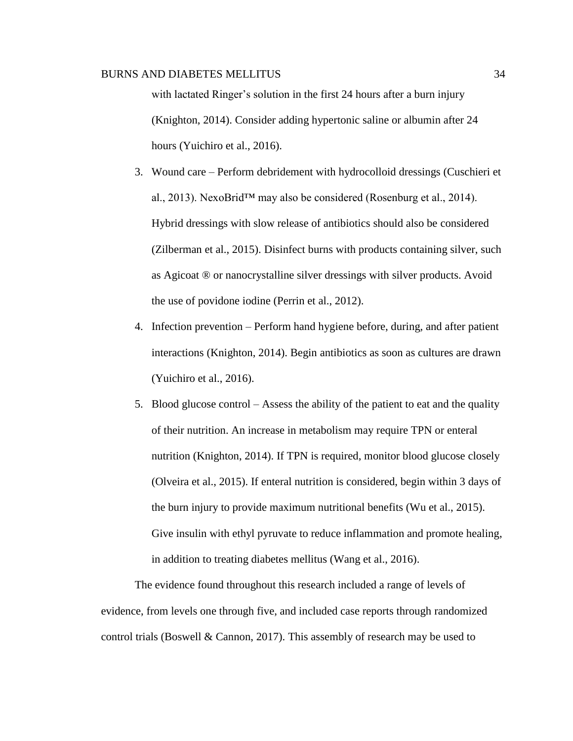with lactated Ringer's solution in the first 24 hours after a burn injury (Knighton, 2014). Consider adding hypertonic saline or albumin after 24 hours (Yuichiro et al., 2016).

3. Wound care – Perform debridement with hydrocolloid dressings (Cuschieri et al., 2013). NexoBrid™ may also be considered (Rosenburg et al., 2014). Hybrid dressings with slow release of antibiotics should also be considered (Zilberman et al., 2015). Disinfect burns with products containing silver, such as Agicoat ® or nanocrystalline silver dressings with silver products. Avoid the use of povidone iodine (Perrin et al., 2012).
4. Infection prevention – Perform hand hygiene before, during, and after patient interactions (Knighton, 2014). Begin antibiotics as soon as cultures are drawn (Yuichiro et al., 2016).
5. Blood glucose control – Assess the ability of the patient to eat and the quality of their nutrition. An increase in metabolism may require TPN or enteral nutrition (Knighton, 2014). If TPN is required, monitor blood glucose closely (Olveira et al., 2015). If enteral nutrition is considered, begin within 3 days of the burn injury to provide maximum nutritional benefits (Wu et al., 2015). Give insulin with ethyl pyruvate to reduce inflammation and promote healing, in addition to treating diabetes mellitus (Wang et al., 2016).

The evidence found throughout this research included a range of levels of evidence, from levels one through five, and included case reports through randomized control trials (Boswell & Cannon, 2017). This assembly of research may be used to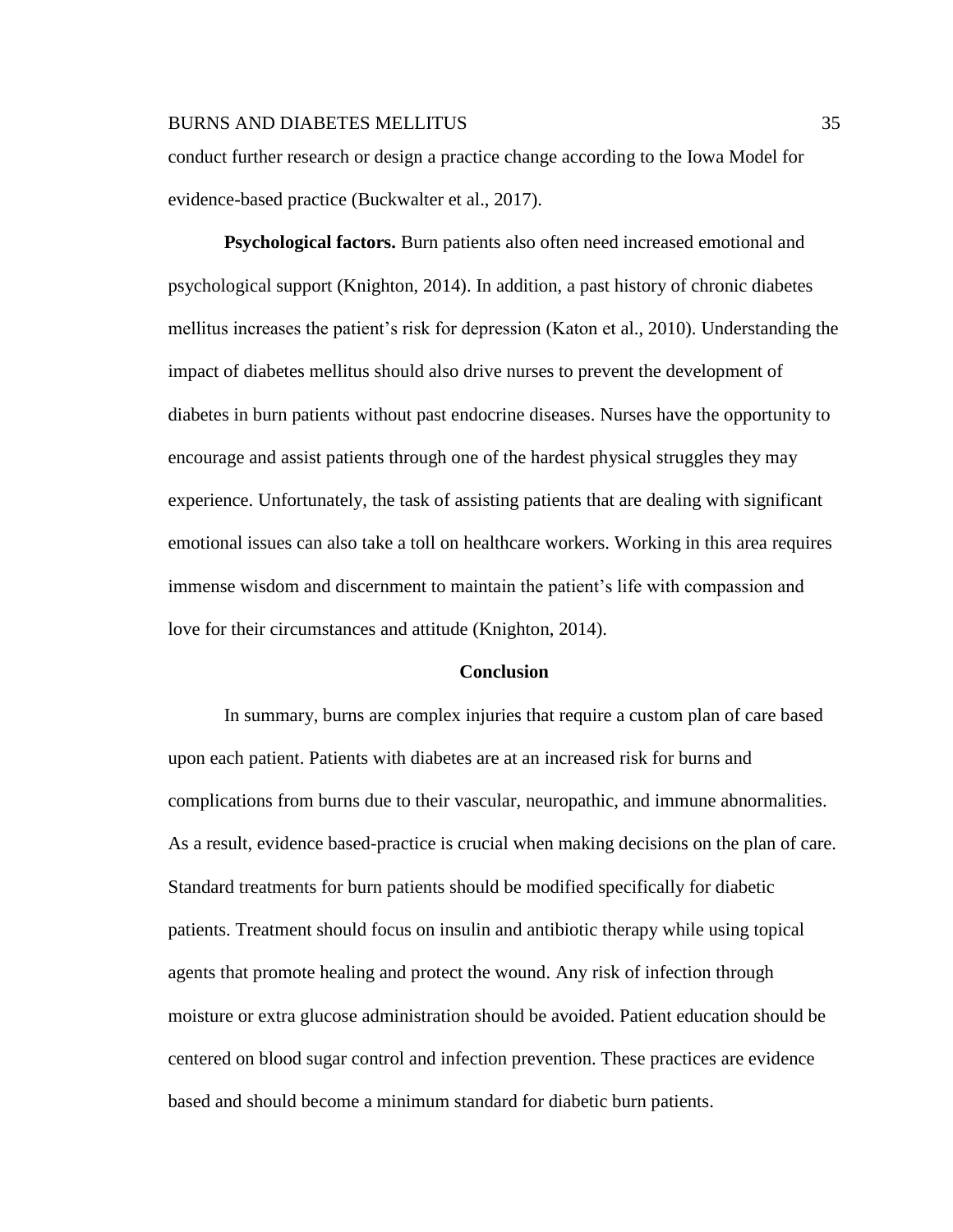conduct further research or design a practice change according to the Iowa Model for evidence-based practice (Buckwalter et al., 2017).

**Psychological factors.** Burn patients also often need increased emotional and psychological support (Knighton, 2014). In addition, a past history of chronic diabetes mellitus increases the patient's risk for depression (Katon et al., 2010). Understanding the impact of diabetes mellitus should also drive nurses to prevent the development of diabetes in burn patients without past endocrine diseases. Nurses have the opportunity to encourage and assist patients through one of the hardest physical struggles they may experience. Unfortunately, the task of assisting patients that are dealing with significant emotional issues can also take a toll on healthcare workers. Working in this area requires immense wisdom and discernment to maintain the patient's life with compassion and love for their circumstances and attitude (Knighton, 2014).

## Conclusion

In summary, burns are complex injuries that require a custom plan of care based upon each patient. Patients with diabetes are at an increased risk for burns and complications from burns due to their vascular, neuropathic, and immune abnormalities. As a result, evidence based-practice is crucial when making decisions on the plan of care. Standard treatments for burn patients should be modified specifically for diabetic patients. Treatment should focus on insulin and antibiotic therapy while using topical agents that promote healing and protect the wound. Any risk of infection through moisture or extra glucose administration should be avoided. Patient education should be centered on blood sugar control and infection prevention. These practices are evidence based and should become a minimum standard for diabetic burn patients.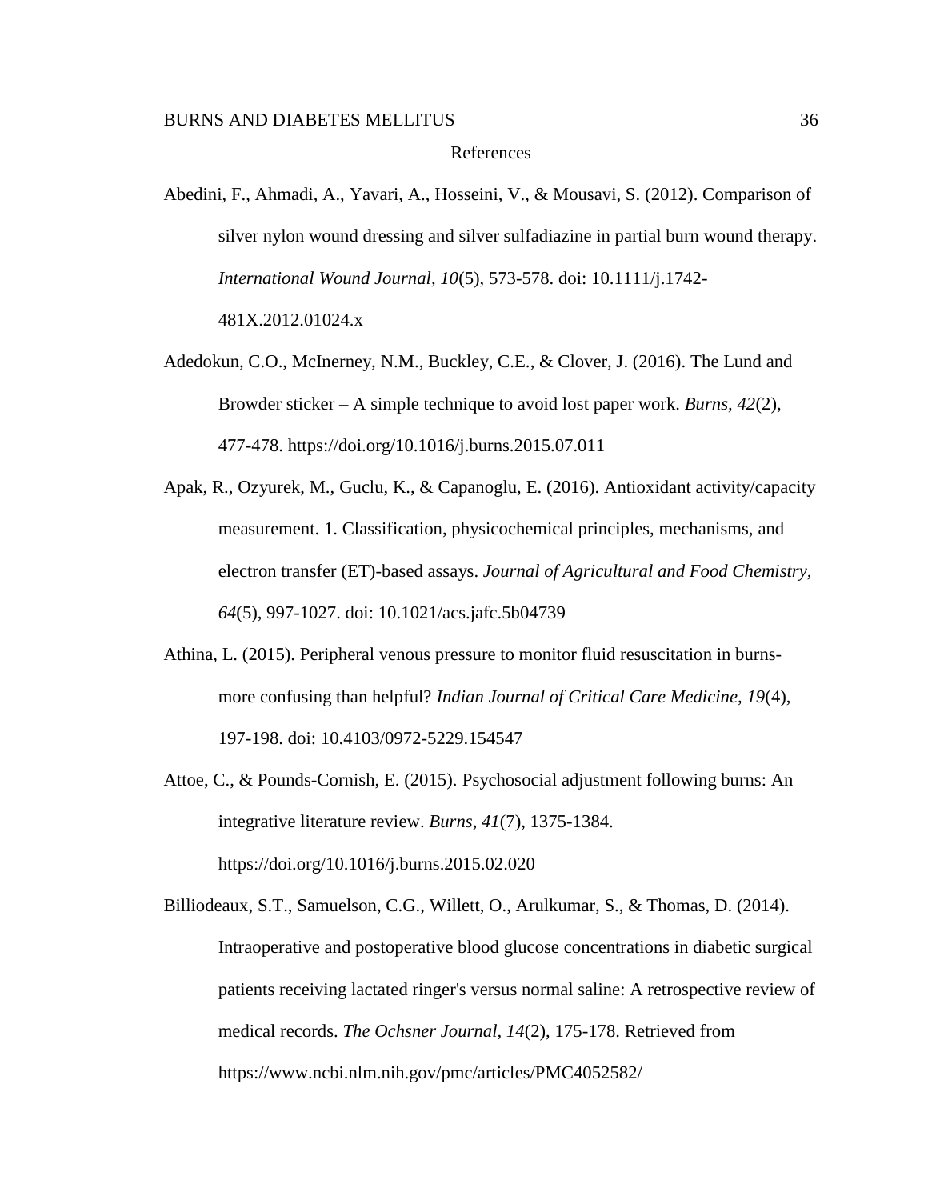# References

Abedini, F., Ahmadi, A., Yavari, A., Hosseini, V., & Mousavi, S. (2012). Comparison of silver nylon wound dressing and silver sulfadiazine in partial burn wound therapy. *International Wound Journal, 10*(5), 573-578. doi: 10.1111/j.1742-481X.2012.01024.x

Adedokun, C.O., McInerney, N.M., Buckley, C.E., & Clover, J. (2016). The Lund and Browder sticker – A simple technique to avoid lost paper work. *Burns, 42*(2), 477-478. https://doi.org/10.1016/j.burns.2015.07.011

Apak, R., Ozyurek, M., Guclu, K., & Capanoglu, E. (2016). Antioxidant activity/capacity measurement. 1. Classification, physicochemical principles, mechanisms, and electron transfer (ET)-based assays. *Journal of Agricultural and Food Chemistry, 64*(5), 997-1027. doi: 10.1021/acs.jafc.5b04739

Athina, L. (2015). Peripheral venous pressure to monitor fluid resuscitation in burns-more confusing than helpful? *Indian Journal of Critical Care Medicine, 19*(4), 197-198. doi: 10.4103/0972-5229.154547

Attoe, C., & Pounds-Cornish, E. (2015). Psychosocial adjustment following burns: An integrative literature review. *Burns, 41*(7), 1375-1384. https://doi.org/10.1016/j.burns.2015.02.020

Billiodeaux, S.T., Samuelson, C.G., Willett, O., Arulkumar, S., & Thomas, D. (2014). Intraoperative and postoperative blood glucose concentrations in diabetic surgical patients receiving lactated ringer's versus normal saline: A retrospective review of medical records. *The Ochsner Journal, 14*(2), 175-178. Retrieved from https://www.ncbi.nlm.nih.gov/pmc/articles/PMC4052582/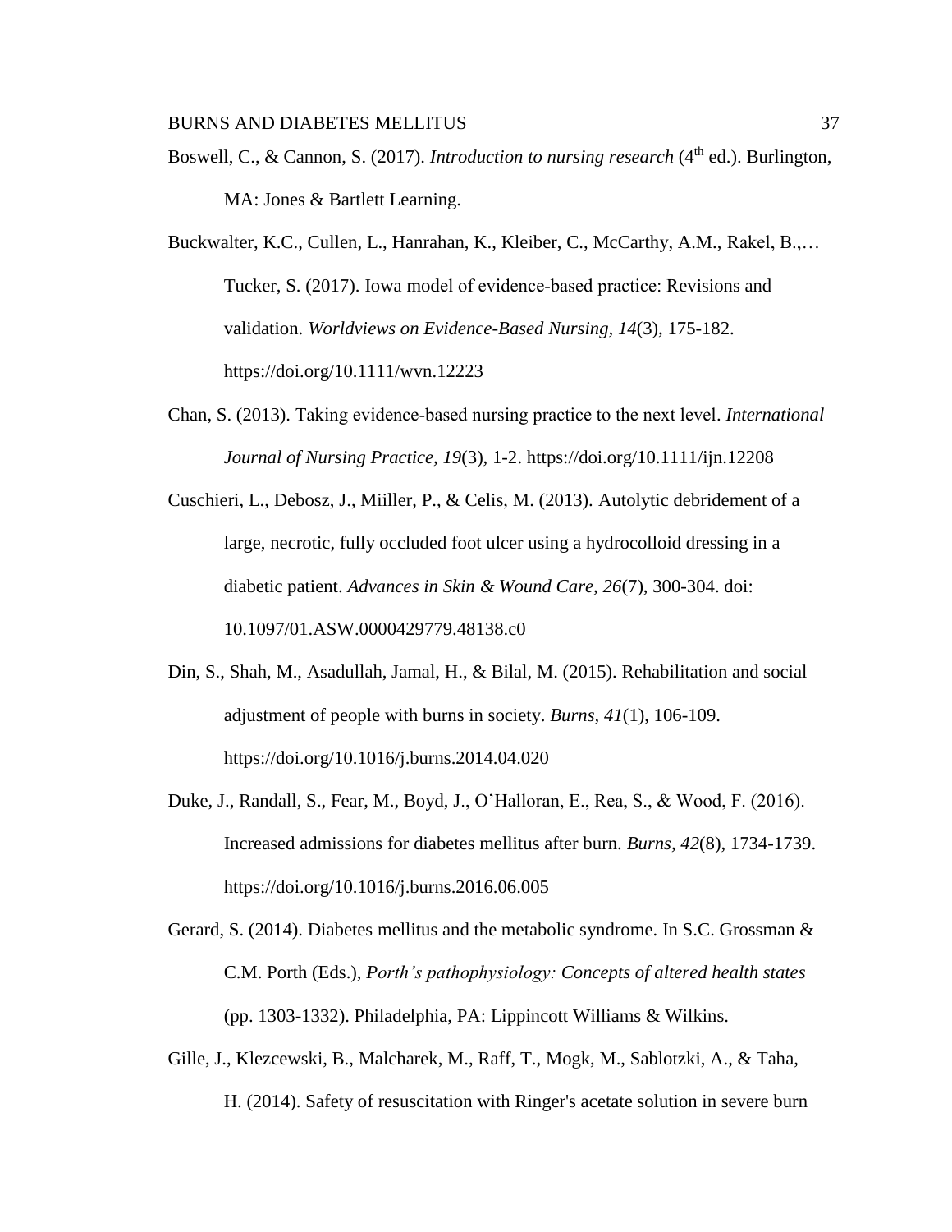Boswell, C., & Cannon, S. (2017). *Introduction to nursing research* (4th ed.). Burlington, MA: Jones & Bartlett Learning.

Buckwalter, K.C., Cullen, L., Hanrahan, K., Kleiber, C., McCarthy, A.M., Rakel, B.,… Tucker, S. (2017). Iowa model of evidence-based practice: Revisions and validation. *Worldviews on Evidence-Based Nursing, 14*(3), 175-182. https://doi.org/10.1111/wvn.12223

Chan, S. (2013). Taking evidence-based nursing practice to the next level. *International Journal of Nursing Practice, 19*(3), 1-2. https://doi.org/10.1111/ijn.12208

Cuschieri, L., Debosz, J., Miiller, P., & Celis, M. (2013). Autolytic debridement of a large, necrotic, fully occluded foot ulcer using a hydrocolloid dressing in a diabetic patient. *Advances in Skin & Wound Care, 26*(7), 300-304. doi: 10.1097/01.ASW.0000429779.48138.c0

Din, S., Shah, M., Asadullah, Jamal, H., & Bilal, M. (2015). Rehabilitation and social adjustment of people with burns in society. *Burns, 41*(1), 106-109. https://doi.org/10.1016/j.burns.2014.04.020

Duke, J., Randall, S., Fear, M., Boyd, J., O'Halloran, E., Rea, S., & Wood, F. (2016). Increased admissions for diabetes mellitus after burn. *Burns*, *42*(8), 1734-1739. https://doi.org/10.1016/j.burns.2016.06.005

Gerard, S. (2014). Diabetes mellitus and the metabolic syndrome. In S.C. Grossman & C.M. Porth (Eds.), *Porth's pathophysiology: Concepts of altered health states* (pp. 1303-1332). Philadelphia, PA: Lippincott Williams & Wilkins.

Gille, J., Klezcewski, B., Malcharek, M., Raff, T., Mogk, M., Sablotzki, A., & Taha, H. (2014). Safety of resuscitation with Ringer's acetate solution in severe burn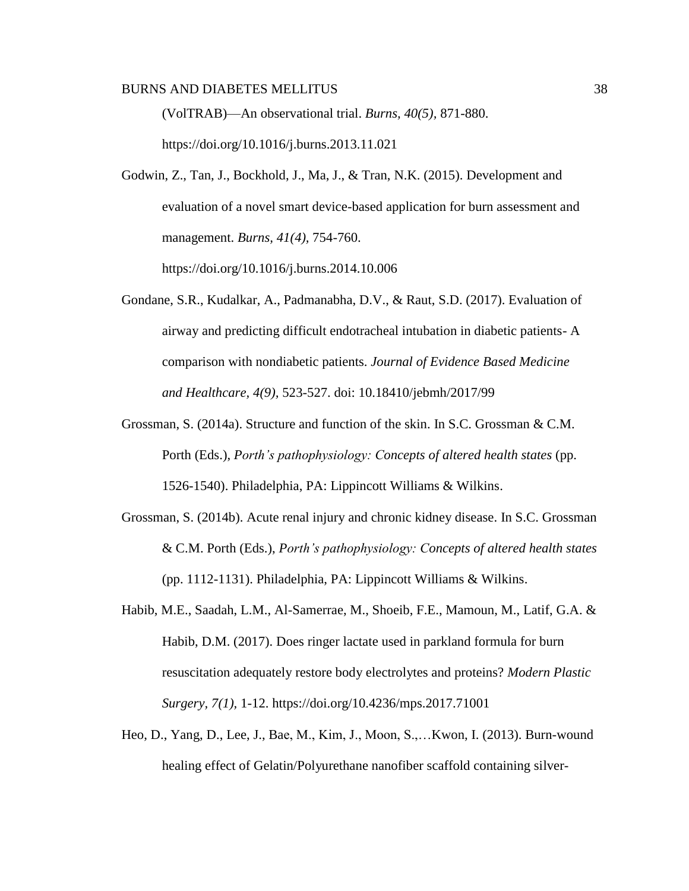(VolTRAB)—An observational trial. *Burns, 40(5),* 871-880. https://doi.org/10.1016/j.burns.2013.11.021

Godwin, Z., Tan, J., Bockhold, J., Ma, J., & Tran, N.K. (2015). Development and evaluation of a novel smart device-based application for burn assessment and management. *Burns, 41(4),* 754-760. https://doi.org/10.1016/j.burns.2014.10.006

Gondane, S.R., Kudalkar, A., Padmanabha, D.V., & Raut, S.D. (2017). Evaluation of airway and predicting difficult endotracheal intubation in diabetic patients- A comparison with nondiabetic patients. *Journal of Evidence Based Medicine and Healthcare, 4(9),* 523-527. doi: 10.18410/jebmh/2017/99

Grossman, S. (2014a). Structure and function of the skin. In S.C. Grossman & C.M. Porth (Eds.), *Porth's pathophysiology: Concepts of altered health states* (pp. 1526-1540). Philadelphia, PA: Lippincott Williams & Wilkins.

Grossman, S. (2014b). Acute renal injury and chronic kidney disease. In S.C. Grossman & C.M. Porth (Eds.), *Porth's pathophysiology: Concepts of altered health states* (pp. 1112-1131). Philadelphia, PA: Lippincott Williams & Wilkins.

Habib, M.E., Saadah, L.M., Al-Samerrae, M., Shoeib, F.E., Mamoun, M., Latif, G.A. & Habib, D.M. (2017). Does ringer lactate used in parkland formula for burn resuscitation adequately restore body electrolytes and proteins? *Modern Plastic Surgery, 7(1),* 1-12. https://doi.org/10.4236/mps.2017.71001

Heo, D., Yang, D., Lee, J., Bae, M., Kim, J., Moon, S.,…Kwon, I. (2013). Burn-wound healing effect of Gelatin/Polyurethane nanofiber scaffold containing silver-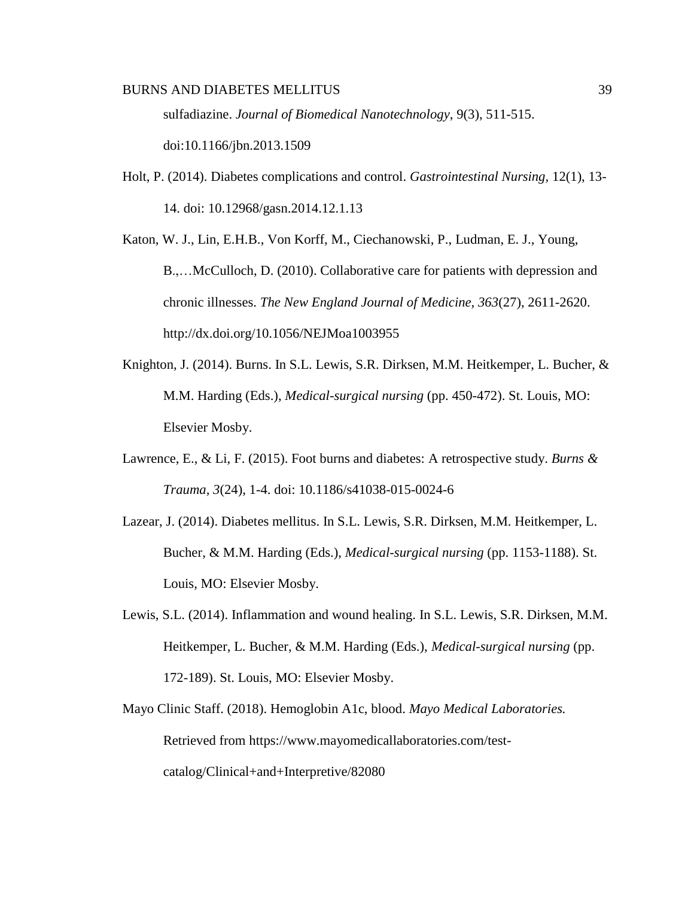sulfadiazine. *Journal of Biomedical Nanotechnology*, 9(3), 511-515. doi:10.1166/jbn.2013.1509

Holt, P. (2014). Diabetes complications and control. *Gastrointestinal Nursing*, 12(1), 13-14. doi: 10.12968/gasn.2014.12.1.13

Katon, W. J., Lin, E.H.B., Von Korff, M., Ciechanowski, P., Ludman, E. J., Young, B.,…McCulloch, D. (2010). Collaborative care for patients with depression and chronic illnesses. *The New England Journal of Medicine, 363*(27), 2611-2620. http://dx.doi.org/10.1056/NEJMoa1003955

Knighton, J. (2014). Burns. In S.L. Lewis, S.R. Dirksen, M.M. Heitkemper, L. Bucher, & M.M. Harding (Eds.), *Medical-surgical nursing* (pp. 450-472). St. Louis, MO: Elsevier Mosby.

Lawrence, E., & Li, F. (2015). Foot burns and diabetes: A retrospective study. *Burns & Trauma, 3*(24), 1-4. doi: 10.1186/s41038-015-0024-6

Lazear, J. (2014). Diabetes mellitus. In S.L. Lewis, S.R. Dirksen, M.M. Heitkemper, L. Bucher, & M.M. Harding (Eds.), *Medical-surgical nursing* (pp. 1153-1188). St. Louis, MO: Elsevier Mosby.

Lewis, S.L. (2014). Inflammation and wound healing. In S.L. Lewis, S.R. Dirksen, M.M. Heitkemper, L. Bucher, & M.M. Harding (Eds.), *Medical-surgical nursing* (pp. 172-189). St. Louis, MO: Elsevier Mosby.

Mayo Clinic Staff. (2018). Hemoglobin A1c, blood. *Mayo Medical Laboratories.* Retrieved from https://www.mayomedicallaboratories.com/test-catalog/Clinical+and+Interpretive/82080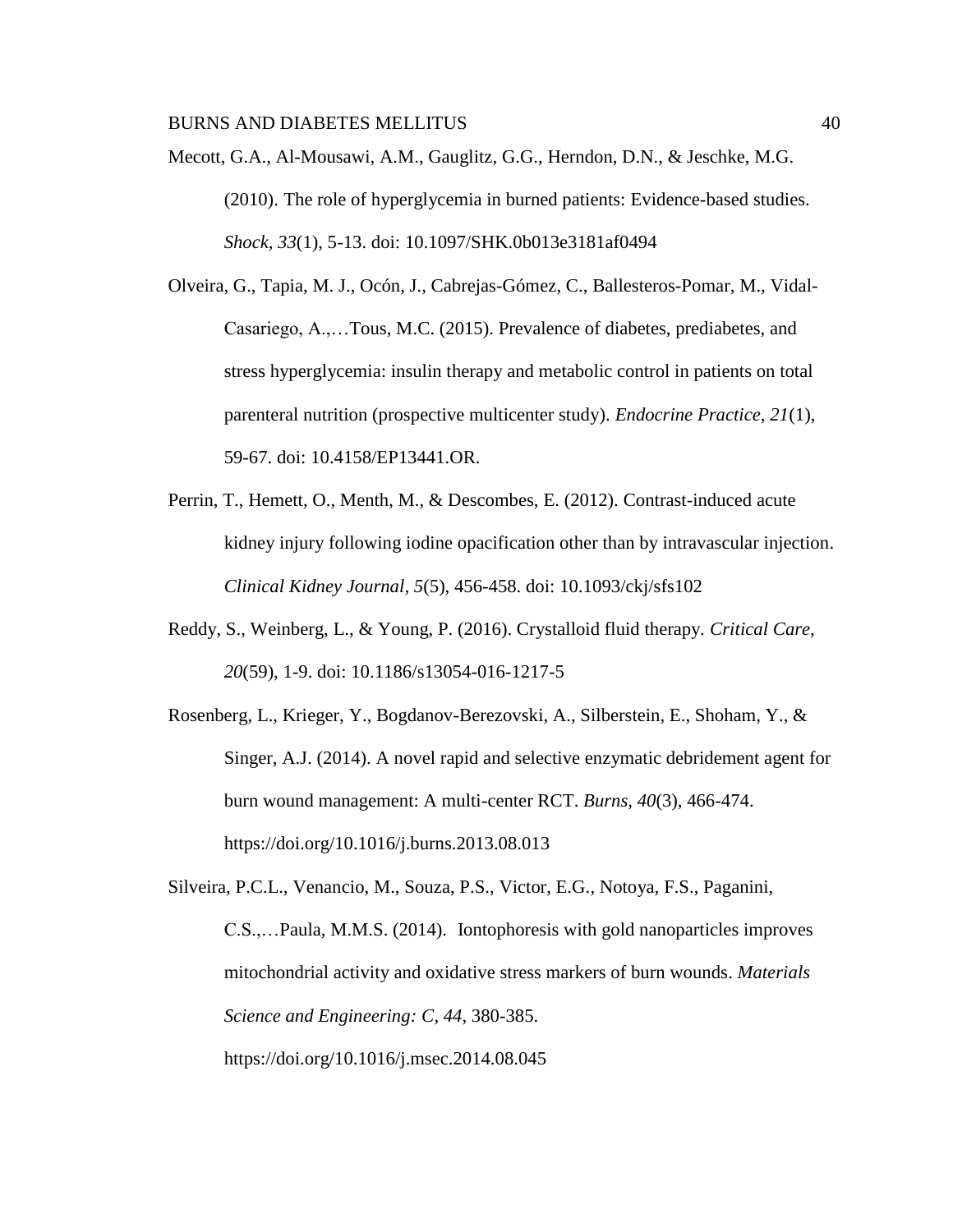Mecott, G.A., Al-Mousawi, A.M., Gauglitz, G.G., Herndon, D.N., & Jeschke, M.G. (2010). The role of hyperglycemia in burned patients: Evidence-based studies. *Shock, 33*(1), 5-13. doi: 10.1097/SHK.0b013e3181af0494

Olveira, G., Tapia, M. J., Ocón, J., Cabrejas-Gómez, C., Ballesteros-Pomar, M., Vidal-Casariego, A.,…Tous, M.C. (2015). Prevalence of diabetes, prediabetes, and stress hyperglycemia: insulin therapy and metabolic control in patients on total parenteral nutrition (prospective multicenter study). *Endocrine Practice, 21*(1), 59-67. doi: 10.4158/EP13441.OR.

Perrin, T., Hemett, O., Menth, M., & Descombes, E. (2012). Contrast-induced acute kidney injury following iodine opacification other than by intravascular injection. *Clinical Kidney Journal, 5*(5), 456-458. doi: 10.1093/ckj/sfs102

Reddy, S., Weinberg, L., & Young, P. (2016). Crystalloid fluid therapy. *Critical Care, 20*(59), 1-9. doi: 10.1186/s13054-016-1217-5

Rosenberg, L., Krieger, Y., Bogdanov-Berezovski, A., Silberstein, E., Shoham, Y., & Singer, A.J. (2014). A novel rapid and selective enzymatic debridement agent for burn wound management: A multi-center RCT. *Burns, 40*(3), 466-474. https://doi.org/10.1016/j.burns.2013.08.013

Silveira, P.C.L., Venancio, M., Souza, P.S., Victor, E.G., Notoya, F.S., Paganini, C.S.,…Paula, M.M.S. (2014). Iontophoresis with gold nanoparticles improves mitochondrial activity and oxidative stress markers of burn wounds. *Materials Science and Engineering: C, 44*, 380-385. https://doi.org/10.1016/j.msec.2014.08.045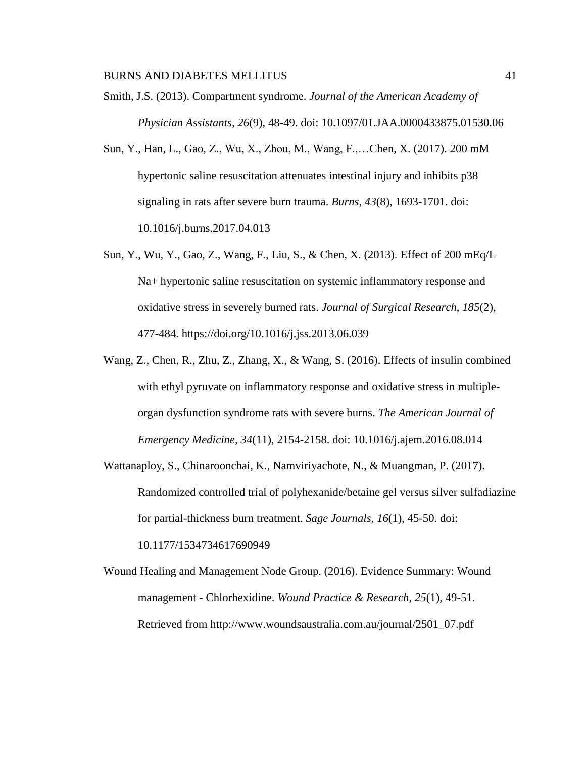Smith, J.S. (2013). Compartment syndrome. *Journal of the American Academy of Physician Assistants, 26*(9), 48-49. doi: 10.1097/01.JAA.0000433875.01530.06

Sun, Y., Han, L., Gao, Z., Wu, X., Zhou, M., Wang, F.,…Chen, X. (2017). 200 mM hypertonic saline resuscitation attenuates intestinal injury and inhibits p38 signaling in rats after severe burn trauma. *Burns, 43*(8), 1693-1701. doi: 10.1016/j.burns.2017.04.013

Sun, Y., Wu, Y., Gao, Z., Wang, F., Liu, S., & Chen, X. (2013). Effect of 200 mEq/L Na+ hypertonic saline resuscitation on systemic inflammatory response and oxidative stress in severely burned rats. *Journal of Surgical Research, 185*(2), 477-484. https://doi.org/10.1016/j.jss.2013.06.039

Wang, Z., Chen, R., Zhu, Z., Zhang, X., & Wang, S. (2016). Effects of insulin combined with ethyl pyruvate on inflammatory response and oxidative stress in multiple-organ dysfunction syndrome rats with severe burns. *The American Journal of Emergency Medicine, 34*(11), 2154-2158. doi: 10.1016/j.ajem.2016.08.014

Wattanaploy, S., Chinaroonchai, K., Namviriyachote, N., & Muangman, P. (2017). Randomized controlled trial of polyhexanide/betaine gel versus silver sulfadiazine for partial-thickness burn treatment. *Sage Journals, 16*(1), 45-50. doi: 10.1177/1534734617690949

Wound Healing and Management Node Group. (2016). Evidence Summary: Wound management - Chlorhexidine. *Wound Practice & Research, 25*(1), 49-51. Retrieved from http://www.woundsaustralia.com.au/journal/2501_07.pdf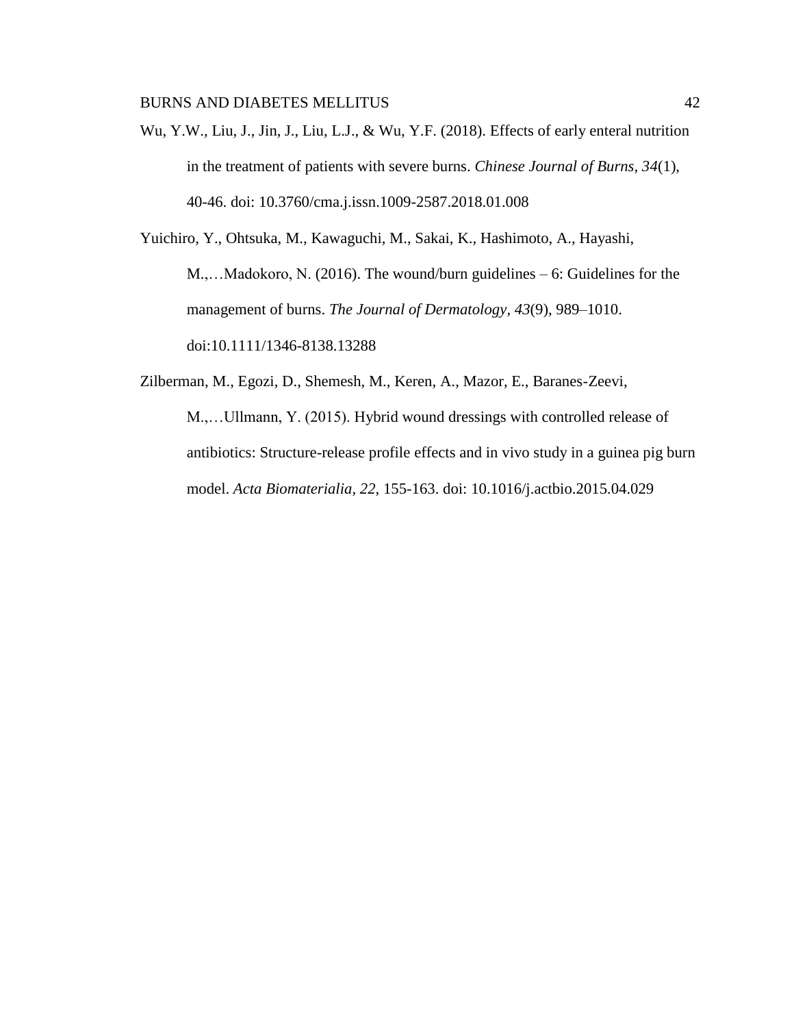Wu, Y.W., Liu, J., Jin, J., Liu, L.J., & Wu, Y.F. (2018). Effects of early enteral nutrition in the treatment of patients with severe burns. *Chinese Journal of Burns*, *34*(1), 40-46. doi: 10.3760/cma.j.issn.1009-2587.2018.01.008

Yuichiro, Y., Ohtsuka, M., Kawaguchi, M., Sakai, K., Hashimoto, A., Hayashi, M.,…Madokoro, N. (2016). The wound/burn guidelines – 6: Guidelines for the management of burns. *The Journal of Dermatology*, *43*(9), 989–1010. doi:10.1111/1346-8138.13288

Zilberman, M., Egozi, D., Shemesh, M., Keren, A., Mazor, E., Baranes-Zeevi, M.,…Ullmann, Y. (2015). Hybrid wound dressings with controlled release of antibiotics: Structure-release profile effects and in vivo study in a guinea pig burn model. *Acta Biomaterialia*, *22*, 155-163. doi: 10.1016/j.actbio.2015.04.029